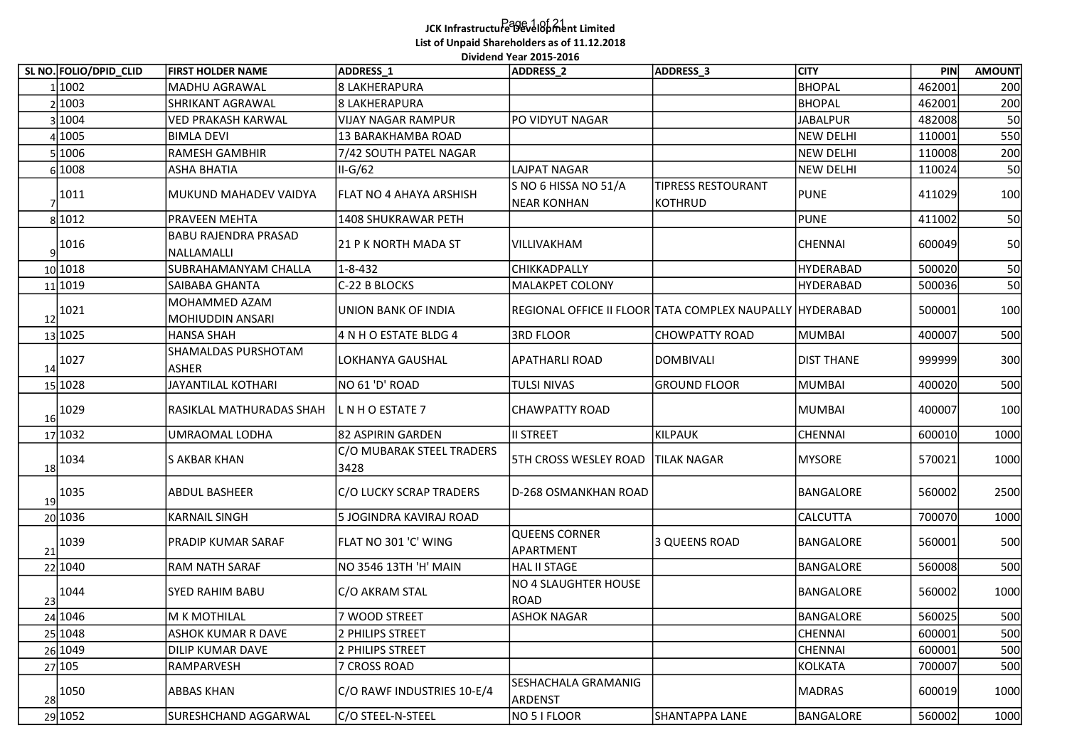# JCK Infrastructure Development Limited

## List of Unpaid Shareholders as of 11.12.2018

### Dividend Year 2015-2016

| SL NO. | FOLIO/DPID_CLID | FIRST HOLDER NAME | ADDRESS_1 | ADDRESS_2 | ADDRESS_3 | CITY | PIN | AMOUNT |
|---|---|---|---|---|---|---|---|---|
| 1 | 1002 | MADHU AGRAWAL | 8 LAKHERAPURA | | | BHOPAL | 462001 | 200 |
| 2 | 1003 | SHRIKANT AGRAWAL | 8 LAKHERAPURA | | | BHOPAL | 462001 | 200 |
| 3 | 1004 | VED PRAKASH KARWAL | VIJAY NAGAR RAMPUR | PO VIDYUT NAGAR | | JABALPUR | 482008 | 50 |
| 4 | 1005 | BIMLA DEVI | 13 BARAKHAMBA ROAD | | | NEW DELHI | 110001 | 550 |
| 5 | 1006 | RAMESH GAMBHIR | 7/42 SOUTH PATEL NAGAR | | | NEW DELHI | 110008 | 200 |
| 6 | 1008 | ASHA BHATIA | II-G/62 | LAJPAT NAGAR | | NEW DELHI | 110024 | 50 |
| 7 | 1011 | MUKUND MAHADEV VAIDYA | FLAT NO 4 AHAYA ARSHISH | S NO 6 HISSA NO 51/A NEAR KONHAN | TIPRESS RESTOURANT KOTHRUD | PUNE | 411029 | 100 |
| 8 | 1012 | PRAVEEN MEHTA | 1408 SHUKRAWAR PETH | | | PUNE | 411002 | 50 |
| 9 | 1016 | BABU RAJENDRA PRASAD NALLAMALLI | 21 P K NORTH MADA ST | VILLIVAKHAM | | CHENNAI | 600049 | 50 |
| 10 | 1018 | SUBRAHAMANYAM CHALLA | 1-8-432 | CHIKKADPALLY | | HYDERABAD | 500020 | 50 |
| 11 | 1019 | SAIBABA GHANTA | C-22 B BLOCKS | MALAKPET COLONY | | HYDERABAD | 500036 | 50 |
| 12 | 1021 | MOHAMMED AZAM MOHIUDDIN ANSARI | UNION BANK OF INDIA | REGIONAL OFFICE II FLOOR | TATA COMPLEX NAUPALLY | HYDERABAD | 500001 | 100 |
| 13 | 1025 | HANSA SHAH | 4 N H O ESTATE BLDG 4 | 3RD FLOOR | CHOWPATTY ROAD | MUMBAI | 400007 | 500 |
| 14 | 1027 | SHAMALDAS PURSHOTAM ASHER | LOKHANYA GAUSHAL | APATHARLI ROAD | DOMBIVALI | DIST THANE | 999999 | 300 |
| 15 | 1028 | JAYANTILAL KOTHARI | NO 61 'D' ROAD | TULSI NIVAS | GROUND FLOOR | MUMBAI | 400020 | 500 |
| 16 | 1029 | RASIKLAL MATHURADAS SHAH | L N H O ESTATE 7 | CHAWPATTY ROAD | | MUMBAI | 400007 | 100 |
| 17 | 1032 | UMRAOMAL LODHA | 82 ASPIRIN GARDEN | II STREET | KILPAUK | CHENNAI | 600010 | 1000 |
| 18 | 1034 | S AKBAR KHAN | C/O MUBARAK STEEL TRADERS 3428 | 5TH CROSS WESLEY ROAD | TILAK NAGAR | MYSORE | 570021 | 1000 |
| 19 | 1035 | ABDUL BASHEER | C/O LUCKY SCRAP TRADERS | D-268 OSMANKHAN ROAD | | BANGALORE | 560002 | 2500 |
| 20 | 1036 | KARNAIL SINGH | 5 JOGINDRA KAVIRAJ ROAD | | | CALCUTTA | 700070 | 1000 |
| 21 | 1039 | PRADIP KUMAR SARAF | FLAT NO 301 'C' WING | QUEENS CORNER APARTMENT | 3 QUEENS ROAD | BANGALORE | 560001 | 500 |
| 22 | 1040 | RAM NATH SARAF | NO 3546 13TH 'H' MAIN | HAL II STAGE | | BANGALORE | 560008 | 500 |
| 23 | 1044 | SYED RAHIM BABU | C/O AKRAM STAL | NO 4 SLAUGHTER HOUSE ROAD | | BANGALORE | 560002 | 1000 |
| 24 | 1046 | M K MOTHILAL | 7 WOOD STREET | ASHOK NAGAR | | BANGALORE | 560025 | 500 |
| 25 | 1048 | ASHOK KUMAR R DAVE | 2 PHILIPS STREET | | | CHENNAI | 600001 | 500 |
| 26 | 1049 | DILIP KUMAR DAVE | 2 PHILIPS STREET | | | CHENNAI | 600001 | 500 |
| 27 | 105 | RAMPARVESH | 7 CROSS ROAD | | | KOLKATA | 700007 | 500 |
| 28 | 1050 | ABBAS KHAN | C/O RAWF INDUSTRIES 10-E/4 | SESHACHALA GRAMANIG ARDENST | | MADRAS | 600019 | 1000 |
| 29 | 1052 | SURESHCHAND AGGARWAL | C/O STEEL-N-STEEL | NO 5 I FLOOR | SHANTAPPA LANE | BANGALORE | 560002 | 1000 |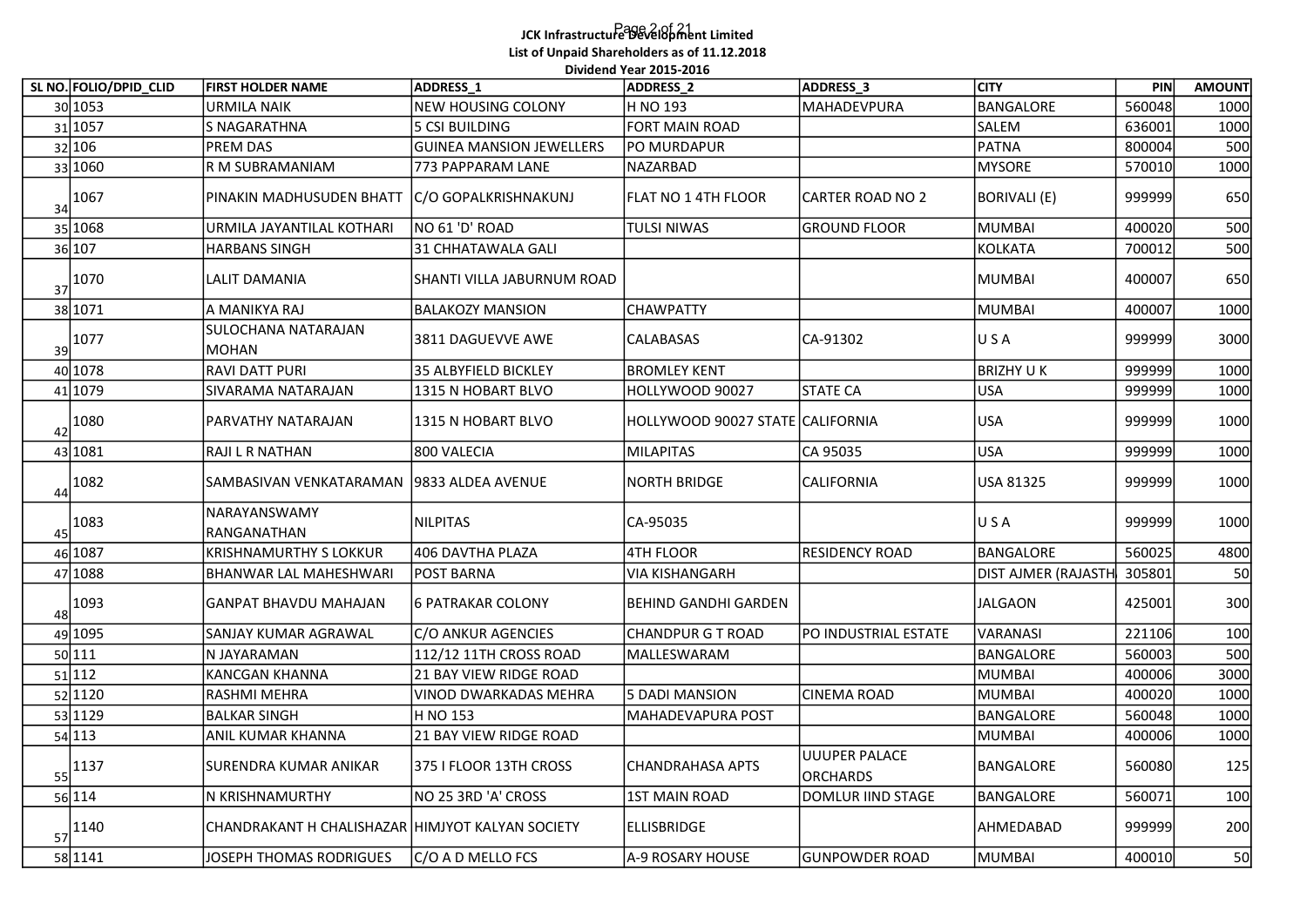**JCK Infrastructure Development Limited**

**List of Unpaid Shareholders as of 11.12.2018**

**Dividend Year 2015-2016**

| SL NO. | FOLIO/DPID_CLID | FIRST HOLDER NAME | ADDRESS_1 | ADDRESS_2 | ADDRESS_3 | CITY | PIN | AMOUNT |
|---|---|---|---|---|---|---|---|---|
| 30 | 1053 | URMILA NAIK | NEW HOUSING COLONY | H NO 193 | MAHADEVPURA | BANGALORE | 560048 | 1000 |
| 31 | 1057 | S NAGARATHNA | 5 CSI BUILDING | FORT MAIN ROAD | | SALEM | 636001 | 1000 |
| 32 | 106 | PREM DAS | GUINEA MANSION JEWELLERS | PO MURDAPUR | | PATNA | 800004 | 500 |
| 33 | 1060 | R M SUBRAMANIAM | 773 PAPPARAM LANE | NAZARBAD | | MYSORE | 570010 | 1000 |
| 34 | 1067 | PINAKIN MADHUSUDEN BHATT | C/O GOPALKRISHNAKUNJ | FLAT NO 1 4TH FLOOR | CARTER ROAD NO 2 | BORIVALI (E) | 999999 | 650 |
| 35 | 1068 | URMILA JAYANTILAL KOTHARI | NO 61 'D' ROAD | TULSI NIWAS | GROUND FLOOR | MUMBAI | 400020 | 500 |
| 36 | 107 | HARBANS SINGH | 31 CHHATAWALA GALI | | | KOLKATA | 700012 | 500 |
| 37 | 1070 | LALIT DAMANIA | SHANTI VILLA JABURNUM ROAD | | | MUMBAI | 400007 | 650 |
| 38 | 1071 | A MANIKYA RAJ | BALAKOZY MANSION | CHAWPATTY | | MUMBAI | 400007 | 1000 |
| 39 | 1077 | SULOCHANA NATARAJAN MOHAN | 3811 DAGUEVVE AWE | CALABASAS | CA-91302 | U S A | 999999 | 3000 |
| 40 | 1078 | RAVI DATT PURI | 35 ALBYFIELD BICKLEY | BROMLEY KENT | | BRIZHY U K | 999999 | 1000 |
| 41 | 1079 | SIVARAMA NATARAJAN | 1315 N HOBART BLVO | HOLLYWOOD 90027 | STATE CA | USA | 999999 | 1000 |
| 42 | 1080 | PARVATHY NATARAJAN | 1315 N HOBART BLVO | HOLLYWOOD 90027 STATE | CALIFORNIA | USA | 999999 | 1000 |
| 43 | 1081 | RAJI L R NATHAN | 800 VALECIA | MILAPITAS | CA 95035 | USA | 999999 | 1000 |
| 44 | 1082 | SAMBASIVAN VENKATARAMAN | 9833 ALDEA AVENUE | NORTH BRIDGE | CALIFORNIA | USA 81325 | 999999 | 1000 |
| 45 | 1083 | NARAYANSWAMY RANGANATHAN | NILPITAS | CA-95035 | | U S A | 999999 | 1000 |
| 46 | 1087 | KRISHNAMURTHY S LOKKUR | 406 DAVTHA PLAZA | 4TH FLOOR | RESIDENCY ROAD | BANGALORE | 560025 | 4800 |
| 47 | 1088 | BHANWAR LAL MAHESHWARI | POST BARNA | VIA KISHANGARH | | DIST AJMER (RAJASTH | 305801 | 50 |
| 48 | 1093 | GANPAT BHAVDU MAHAJAN | 6 PATRAKAR COLONY | BEHIND GANDHI GARDEN | | JALGAON | 425001 | 300 |
| 49 | 1095 | SANJAY KUMAR AGRAWAL | C/O ANKUR AGENCIES | CHANDPUR G T ROAD | PO INDUSTRIAL ESTATE | VARANASI | 221106 | 100 |
| 50 | 111 | N JAYARAMAN | 112/12 11TH CROSS ROAD | MALLESWARAM | | BANGALORE | 560003 | 500 |
| 51 | 112 | KANCGAN KHANNA | 21 BAY VIEW RIDGE ROAD | | | MUMBAI | 400006 | 3000 |
| 52 | 1120 | RASHMI MEHRA | VINOD DWARKADAS MEHRA | 5 DADI MANSION | CINEMA ROAD | MUMBAI | 400020 | 1000 |
| 53 | 1129 | BALKAR SINGH | H NO 153 | MAHADEVAPURA POST | | BANGALORE | 560048 | 1000 |
| 54 | 113 | ANIL KUMAR KHANNA | 21 BAY VIEW RIDGE ROAD | | | MUMBAI | 400006 | 1000 |
| 55 | 1137 | SURENDRA KUMAR ANIKAR | 375 I FLOOR 13TH CROSS | CHANDRAHASA APTS | UUUPER PALACE ORCHARDS | BANGALORE | 560080 | 125 |
| 56 | 114 | N KRISHNAMURTHY | NO 25 3RD 'A' CROSS | 1ST MAIN ROAD | DOMLUR IIND STAGE | BANGALORE | 560071 | 100 |
| 57 | 1140 | CHANDRAKANT H CHALISHAZAR | HIMJYOT KALYAN SOCIETY | ELLISBRIDGE | | AHMEDABAD | 999999 | 200 |
| 58 | 1141 | JOSEPH THOMAS RODRIGUES | C/O A D MELLO FCS | A-9 ROSARY HOUSE | GUNPOWDER ROAD | MUMBAI | 400010 | 50 |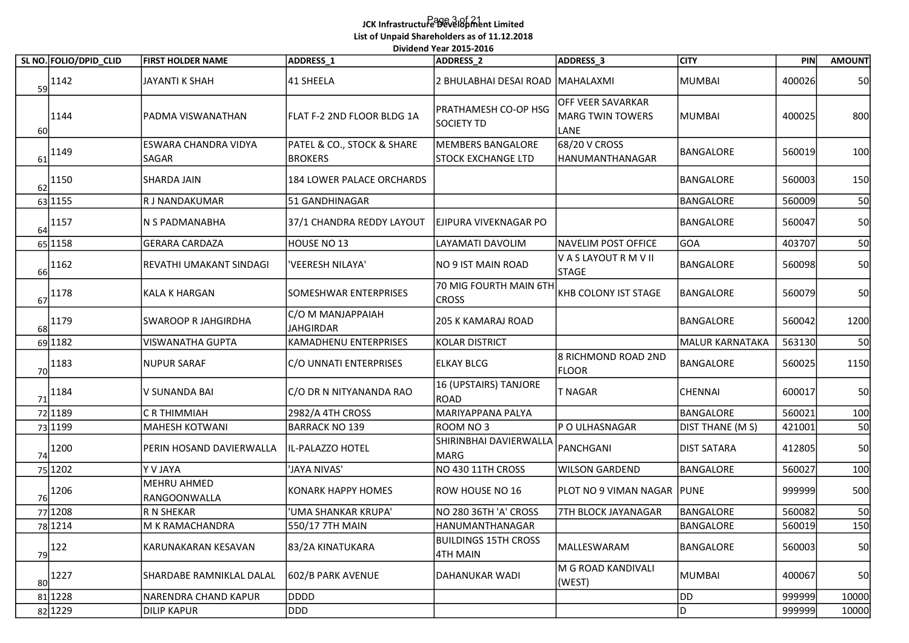**JCK Infrastructure Development Limited**

**List of Unpaid Shareholders as of 11.12.2018**

**Dividend Year 2015-2016**

| SL NO. | FOLIO/DPID_CLID | FIRST HOLDER NAME | ADDRESS_1 | ADDRESS_2 | ADDRESS_3 | CITY | PIN | AMOUNT |
|---|---|---|---|---|---|---|---|---|
| 59 | 1142 | JAYANTI K SHAH | 41 SHEELA | 2 BHULABHAI DESAI ROAD | MAHALAXMI | MUMBAI | 400026 | 50 |
| 60 | 1144 | PADMA VISWANATHAN | FLAT F-2 2ND FLOOR BLDG 1A | PRATHAMESH CO-OP HSG SOCIETY TD | OFF VEER SAVARKAR MARG TWIN TOWERS LANE | MUMBAI | 400025 | 800 |
| 61 | 1149 | ESWARA CHANDRA VIDYA SAGAR | PATEL & CO., STOCK & SHARE BROKERS | MEMBERS BANGALORE STOCK EXCHANGE LTD | 68/20 V CROSS HANUMANTHANAGAR | BANGALORE | 560019 | 100 |
| 62 | 1150 | SHARDA JAIN | 184 LOWER PALACE ORCHARDS | | | BANGALORE | 560003 | 150 |
| 63 | 1155 | R J NANDAKUMAR | 51 GANDHINAGAR | | | BANGALORE | 560009 | 50 |
| 64 | 1157 | N S PADMANABHA | 37/1 CHANDRA REDDY LAYOUT | EJIPURA VIVEKNAGAR PO | | BANGALORE | 560047 | 50 |
| 65 | 1158 | GERARA CARDAZA | HOUSE NO 13 | LAYAMATI DAVOLIM | NAVELIM POST OFFICE | GOA | 403707 | 50 |
| 66 | 1162 | REVATHI UMAKANT SINDAGI | 'VEERESH NILAYA' | NO 9 IST MAIN ROAD | V A S LAYOUT R M V II STAGE | BANGALORE | 560098 | 50 |
| 67 | 1178 | KALA K HARGAN | SOMESHWAR ENTERPRISES | 70 MIG FOURTH MAIN 6TH CROSS | KHB COLONY IST STAGE | BANGALORE | 560079 | 50 |
| 68 | 1179 | SWAROOP R JAHGIRDHA | C/O M MANJAPPAIAH JAHGIRDAR | 205 K KAMARAJ ROAD | | BANGALORE | 560042 | 1200 |
| 69 | 1182 | VISWANATHA GUPTA | KAMADHENU ENTERPRISES | KOLAR DISTRICT | | MALUR KARNATAKA | 563130 | 50 |
| 70 | 1183 | NUPUR SARAF | C/O UNNATI ENTERPRISES | ELKAY BLCG | 8 RICHMOND ROAD 2ND FLOOR | BANGALORE | 560025 | 1150 |
| 71 | 1184 | V SUNANDA BAI | C/O DR N NITYANANDA RAO | 16 (UPSTAIRS) TANJORE ROAD | T NAGAR | CHENNAI | 600017 | 50 |
| 72 | 1189 | C R THIMMIAH | 2982/A 4TH CROSS | MARIYAPPANA PALYA | | BANGALORE | 560021 | 100 |
| 73 | 1199 | MAHESH KOTWANI | BARRACK NO 139 | ROOM NO 3 | P O ULHASNAGAR | DIST THANE (M S) | 421001 | 50 |
| 74 | 1200 | PERIN HOSAND DAVIERWALLA | IL-PALAZZO HOTEL | SHIRINBHAI DAVIERWALLA MARG | PANCHGANI | DIST SATARA | 412805 | 50 |
| 75 | 1202 | Y V JAYA | 'JAYA NIVAS' | NO 430 11TH CROSS | WILSON GARDEND | BANGALORE | 560027 | 100 |
| 76 | 1206 | MEHRU AHMED RANGOONWALLA | KONARK HAPPY HOMES | ROW HOUSE NO 16 | PLOT NO 9 VIMAN NAGAR | PUNE | 999999 | 500 |
| 77 | 1208 | R N SHEKAR | 'UMA SHANKAR KRUPA' | NO 280 36TH 'A' CROSS | 7TH BLOCK JAYANAGAR | BANGALORE | 560082 | 50 |
| 78 | 1214 | M K RAMACHANDRA | 550/17 7TH MAIN | HANUMANTHANAGAR | | BANGALORE | 560019 | 150 |
| 79 | 122 | KARUNAKARAN KESAVAN | 83/2A KINATUKARA | BUILDINGS 15TH CROSS 4TH MAIN | MALLESWARAM | BANGALORE | 560003 | 50 |
| 80 | 1227 | SHARDABE RAMNIKLAL DALAL | 602/B PARK AVENUE | DAHANUKAR WADI | M G ROAD KANDIVALI (WEST) | MUMBAI | 400067 | 50 |
| 81 | 1228 | NARENDRA CHAND KAPUR | DDDD | | | DD | 999999 | 10000 |
| 82 | 1229 | DILIP KAPUR | DDD | | | D | 999999 | 10000 |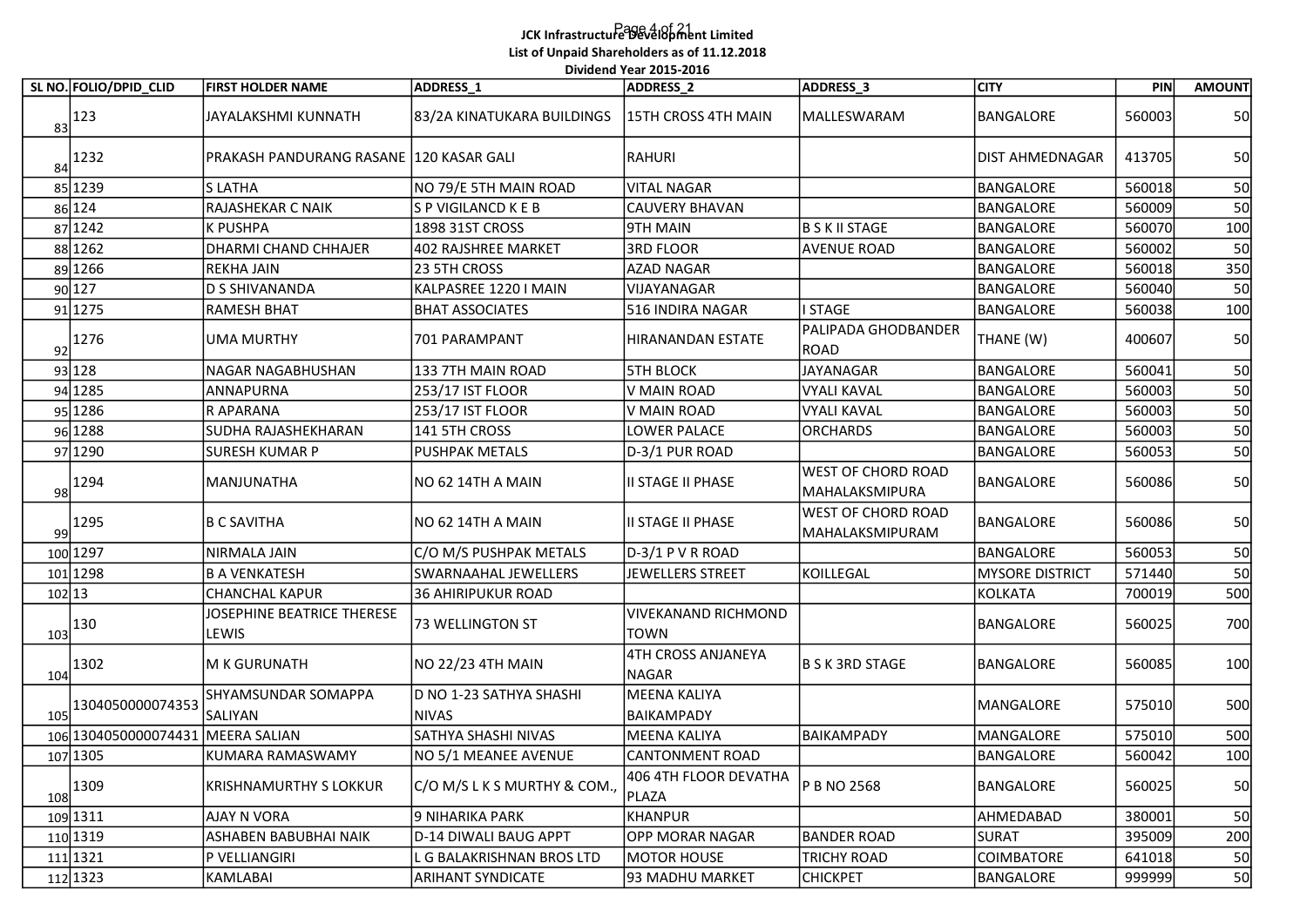**JCK Infrastructure Development Limited**

**List of Unpaid Shareholders as of 11.12.2018**

**Dividend Year 2015-2016**

| SL NO. | FOLIO/DPID_CLID | FIRST HOLDER NAME | ADDRESS_1 | ADDRESS_2 | ADDRESS_3 | CITY | PIN | AMOUNT |
|---|---|---|---|---|---|---|---|---|
| 83 | 123 | JAYALAKSHMI KUNNATH | 83/2A KINATUKARA BUILDINGS | 15TH CROSS 4TH MAIN | MALLESWARAM | BANGALORE | 560003 | 50 |
| 84 | 1232 | PRAKASH PANDURANG RASANE | 120 KASAR GALI | RAHURI | | DIST AHMEDNAGAR | 413705 | 50 |
| 85 | 1239 | S LATHA | NO 79/E 5TH MAIN ROAD | VITAL NAGAR | | BANGALORE | 560018 | 50 |
| 86 | 124 | RAJASHEKAR C NAIK | S P VIGILANCD K E B | CAUVERY BHAVAN | | BANGALORE | 560009 | 50 |
| 87 | 1242 | K PUSHPA | 1898 31ST CROSS | 9TH MAIN | B S K II STAGE | BANGALORE | 560070 | 100 |
| 88 | 1262 | DHARMI CHAND CHHAJER | 402 RAJSHREE MARKET | 3RD FLOOR | AVENUE ROAD | BANGALORE | 560002 | 50 |
| 89 | 1266 | REKHA JAIN | 23 5TH CROSS | AZAD NAGAR | | BANGALORE | 560018 | 350 |
| 90 | 127 | D S SHIVANANDA | KALPASREE 1220 I MAIN | VIJAYANAGAR | | BANGALORE | 560040 | 50 |
| 91 | 1275 | RAMESH BHAT | BHAT ASSOCIATES | 516 INDIRA NAGAR | I STAGE | BANGALORE | 560038 | 100 |
| 92 | 1276 | UMA MURTHY | 701 PARAMPANT | HIRANANDAN ESTATE | PALIPADA GHODBANDER ROAD | THANE (W) | 400607 | 50 |
| 93 | 128 | NAGAR NAGABHUSHAN | 133 7TH MAIN ROAD | 5TH BLOCK | JAYANAGAR | BANGALORE | 560041 | 50 |
| 94 | 1285 | ANNAPURNA | 253/17 IST FLOOR | V MAIN ROAD | VYALI KAVAL | BANGALORE | 560003 | 50 |
| 95 | 1286 | R APARANA | 253/17 IST FLOOR | V MAIN ROAD | VYALI KAVAL | BANGALORE | 560003 | 50 |
| 96 | 1288 | SUDHA RAJASHEKHARAN | 141 5TH CROSS | LOWER PALACE | ORCHARDS | BANGALORE | 560003 | 50 |
| 97 | 1290 | SURESH KUMAR P | PUSHPAK METALS | D-3/1 PUR ROAD | | BANGALORE | 560053 | 50 |
| 98 | 1294 | MANJUNATHA | NO 62 14TH A MAIN | II STAGE II PHASE | WEST OF CHORD ROAD MAHALAKSMIPURA | BANGALORE | 560086 | 50 |
| 99 | 1295 | B C SAVITHA | NO 62 14TH A MAIN | II STAGE II PHASE | WEST OF CHORD ROAD MAHALAKSMIPURAM | BANGALORE | 560086 | 50 |
| 100 | 1297 | NIRMALA JAIN | C/O M/S PUSHPAK METALS | D-3/1 P V R ROAD | | BANGALORE | 560053 | 50 |
| 101 | 1298 | B A VENKATESH | SWARNAAHAL JEWELLERS | JEWELLERS STREET | KOILLEGAL | MYSORE DISTRICT | 571440 | 50 |
| 102 | 13 | CHANCHAL KAPUR | 36 AHIRIPUKUR ROAD | | | KOLKATA | 700019 | 500 |
| 103 | 130 | JOSEPHINE BEATRICE THERESE LEWIS | 73 WELLINGTON ST | VIVEKANAND RICHMOND TOWN | | BANGALORE | 560025 | 700 |
| 104 | 1302 | M K GURUNATH | NO 22/23 4TH MAIN | 4TH CROSS ANJANEYA NAGAR | B S K 3RD STAGE | BANGALORE | 560085 | 100 |
| 105 | 1304050000074353 | SHYAMSUNDAR SOMAPPA SALIYAN | D NO 1-23 SATHYA SHASHI NIVAS | MEENA KALIYA BAIKAMPADY | | MANGALORE | 575010 | 500 |
| 106 | 1304050000074431 | MEERA SALIAN | SATHYA SHASHI NIVAS | MEENA KALIYA | BAIKAMPADY | MANGALORE | 575010 | 500 |
| 107 | 1305 | KUMARA RAMASWAMY | NO 5/1 MEANEE AVENUE | CANTONMENT ROAD | | BANGALORE | 560042 | 100 |
| 108 | 1309 | KRISHNAMURTHY S LOKKUR | C/O M/S L K S MURTHY & COM., | 406 4TH FLOOR DEVATHA PLAZA | P B NO 2568 | BANGALORE | 560025 | 50 |
| 109 | 1311 | AJAY N VORA | 9 NIHARIKA PARK | KHANPUR | | AHMEDABAD | 380001 | 50 |
| 110 | 1319 | ASHABEN BABUBHAI NAIK | D-14 DIWALI BAUG APPT | OPP MORAR NAGAR | BANDER ROAD | SURAT | 395009 | 200 |
| 111 | 1321 | P VELLIANGIRI | L G BALAKRISHNAN BROS LTD | MOTOR HOUSE | TRICHY ROAD | COIMBATORE | 641018 | 50 |
| 112 | 1323 | KAMLABAI | ARIHANT SYNDICATE | 93 MADHU MARKET | CHICKPET | BANGALORE | 999999 | 50 |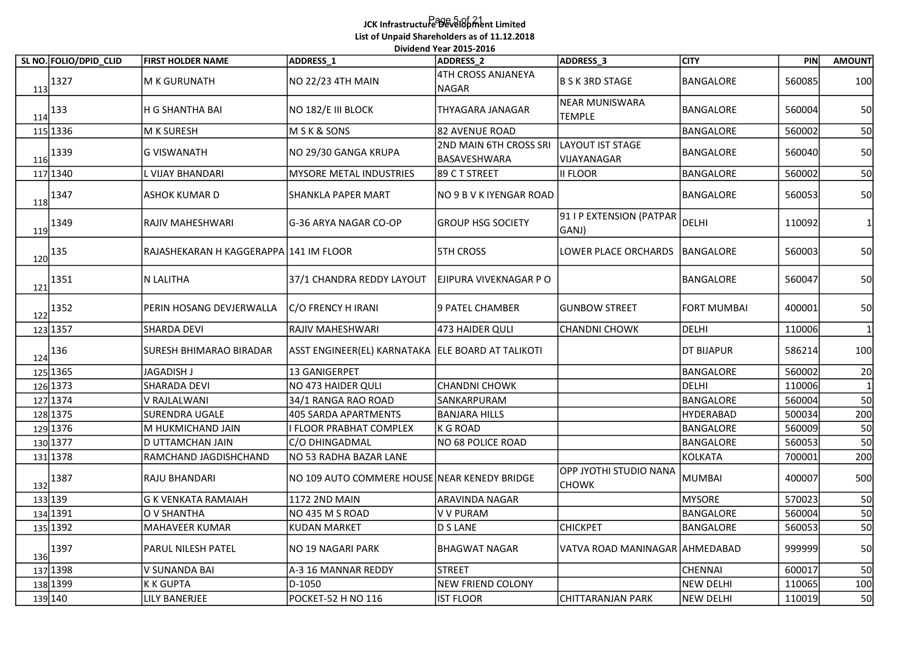**JCK Infrastructure Development Limited**

**List of Unpaid Shareholders as of 11.12.2018**

**Dividend Year 2015-2016**

| SL NO. | FOLIO/DPID_CLID | FIRST HOLDER NAME | ADDRESS_1 | ADDRESS_2 | ADDRESS_3 | CITY | PIN | AMOUNT |
|---|---|---|---|---|---|---|---|---|
| 113 | 1327 | M K GURUNATH | NO 22/23 4TH MAIN | 4TH CROSS ANJANEYA NAGAR | B S K 3RD STAGE | BANGALORE | 560085 | 100 |
| 114 | 133 | H G SHANTHA BAI | NO 182/E III BLOCK | THYAGARA JANAGAR | NEAR MUNISWARA TEMPLE | BANGALORE | 560004 | 50 |
| 115 | 1336 | M K SURESH | M S K & SONS | 82 AVENUE ROAD | | BANGALORE | 560002 | 50 |
| 116 | 1339 | G VISWANATH | NO 29/30 GANGA KRUPA | 2ND MAIN 6TH CROSS SRI BASAVESHWARA | LAYOUT IST STAGE VIJAYANAGAR | BANGALORE | 560040 | 50 |
| 117 | 1340 | L VIJAY BHANDARI | MYSORE METAL INDUSTRIES | 89 C T STREET | II FLOOR | BANGALORE | 560002 | 50 |
| 118 | 1347 | ASHOK KUMAR D | SHANKLA PAPER MART | NO 9 B V K IYENGAR ROAD | | BANGALORE | 560053 | 50 |
| 119 | 1349 | RAJIV MAHESHWARI | G-36 ARYA NAGAR CO-OP | GROUP HSG SOCIETY | 91 I P EXTENSION (PATPAR GANJ) | DELHI | 110092 | 1 |
| 120 | 135 | RAJASHEKARAN H KAGGERAPPA | 141 IM FLOOR | 5TH CROSS | LOWER PLACE ORCHARDS | BANGALORE | 560003 | 50 |
| 121 | 1351 | N LALITHA | 37/1 CHANDRA REDDY LAYOUT | EJIPURA VIVEKNAGAR P O | | BANGALORE | 560047 | 50 |
| 122 | 1352 | PERIN HOSANG DEVJERWALLA | C/O FRENCY H IRANI | 9 PATEL CHAMBER | GUNBOW STREET | FORT MUMBAI | 400001 | 50 |
| 123 | 1357 | SHARDA DEVI | RAJIV MAHESHWARI | 473 HAIDER QULI | CHANDNI CHOWK | DELHI | 110006 | 1 |
| 124 | 136 | SURESH BHIMARAO BIRADAR | ASST ENGINEER(EL) KARNATAKA | ELE BOARD AT TALIKOTI | | DT BIJAPUR | 586214 | 100 |
| 125 | 1365 | JAGADISH J | 13 GANIGERPET | | | BANGALORE | 560002 | 20 |
| 126 | 1373 | SHARADA DEVI | NO 473 HAIDER QULI | CHANDNI CHOWK | | DELHI | 110006 | 1 |
| 127 | 1374 | V RAJLALWANI | 34/1 RANGA RAO ROAD | SANKARPURAM | | BANGALORE | 560004 | 50 |
| 128 | 1375 | SURENDRA UGALE | 405 SARDA APARTMENTS | BANJARA HILLS | | HYDERABAD | 500034 | 200 |
| 129 | 1376 | M HUKMICHAND JAIN | I FLOOR PRABHAT COMPLEX | K G ROAD | | BANGALORE | 560009 | 50 |
| 130 | 1377 | D UTTAMCHAN JAIN | C/O DHINGADMAL | NO 68 POLICE ROAD | | BANGALORE | 560053 | 50 |
| 131 | 1378 | RAMCHAND JAGDISHCHAND | NO 53 RADHA BAZAR LANE | | | KOLKATA | 700001 | 200 |
| 132 | 1387 | RAJU BHANDARI | NO 109 AUTO COMMERE HOUSE | NEAR KENEDY BRIDGE | OPP JYOTHI STUDIO NANA CHOWK | MUMBAI | 400007 | 500 |
| 133 | 139 | G K VENKATA RAMAIAH | 1172 2ND MAIN | ARAVINDA NAGAR | | MYSORE | 570023 | 50 |
| 134 | 1391 | O V SHANTHA | NO 435 M S ROAD | V V PURAM | | BANGALORE | 560004 | 50 |
| 135 | 1392 | MAHAVEER KUMAR | KUDAN MARKET | D S LANE | CHICKPET | BANGALORE | 560053 | 50 |
| 136 | 1397 | PARUL NILESH PATEL | NO 19 NAGARI PARK | BHAGWAT NAGAR | VATVA ROAD MANINAGAR | AHMEDABAD | 999999 | 50 |
| 137 | 1398 | V SUNANDA BAI | A-3 16 MANNAR REDDY | STREET | | CHENNAI | 600017 | 50 |
| 138 | 1399 | K K GUPTA | D-1050 | NEW FRIEND COLONY | | NEW DELHI | 110065 | 100 |
| 139 | 140 | LILY BANERJEE | POCKET-52 H NO 116 | IST FLOOR | CHITTARANJAN PARK | NEW DELHI | 110019 | 50 |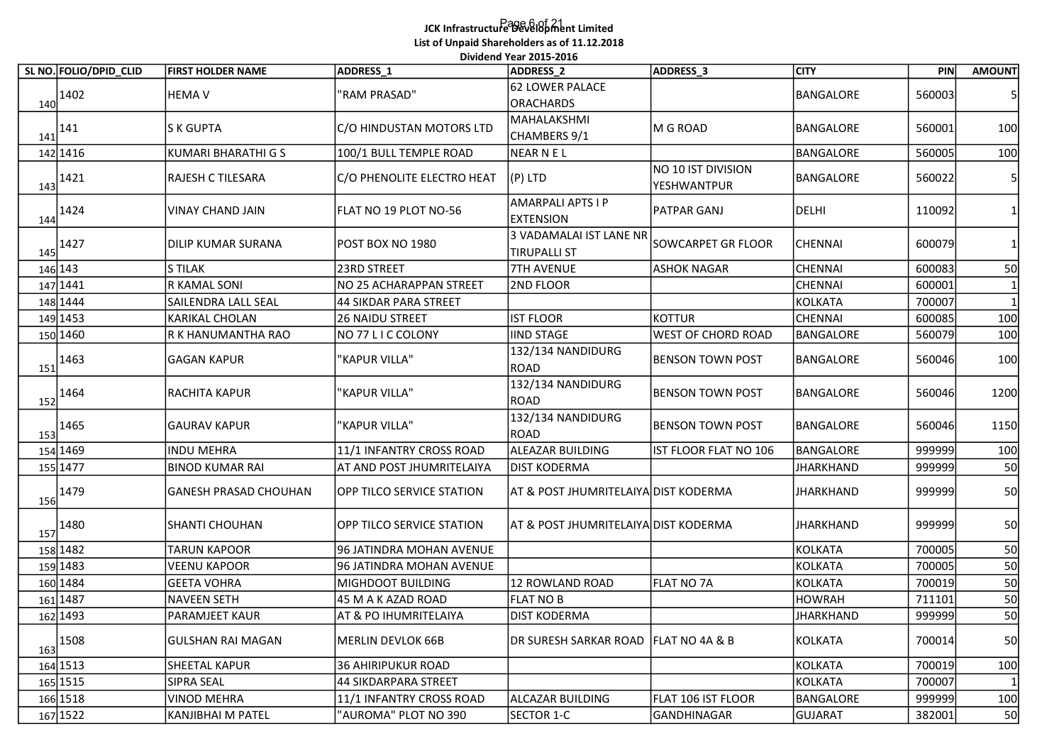**JCK Infrastructure Development Limited**

**List of Unpaid Shareholders as of 11.12.2018**

**Dividend Year 2015-2016**

| SL NO. | FOLIO/DPID_CLID | FIRST HOLDER NAME | ADDRESS_1 | ADDRESS_2 | ADDRESS_3 | CITY | PIN | AMOUNT |
|---|---|---|---|---|---|---|---|---|
| 140 | 1402 | HEMA V | "RAM PRASAD" | 62 LOWER PALACE ORACHARDS | | BANGALORE | 560003 | 5 |
| 141 | 141 | S K GUPTA | C/O HINDUSTAN MOTORS LTD | MAHALAKSHMI CHAMBERS 9/1 | M G ROAD | BANGALORE | 560001 | 100 |
| 142 | 1416 | KUMARI BHARATHI G S | 100/1 BULL TEMPLE ROAD | NEAR N E L | | BANGALORE | 560005 | 100 |
| 143 | 1421 | RAJESH C TILESARA | C/O PHENOLITE ELECTRO HEAT | (P) LTD | NO 10 IST DIVISION YESHWANTPUR | BANGALORE | 560022 | 5 |
| 144 | 1424 | VINAY CHAND JAIN | FLAT NO 19 PLOT NO-56 | AMARPALI APTS I P EXTENSION | PATPAR GANJ | DELHI | 110092 | 1 |
| 145 | 1427 | DILIP KUMAR SURANA | POST BOX NO 1980 | 3 VADAMALAI IST LANE NR TIRUPALLI ST | SOWCARPET GR FLOOR | CHENNAI | 600079 | 1 |
| 146 | 143 | S TILAK | 23RD STREET | 7TH AVENUE | ASHOK NAGAR | CHENNAI | 600083 | 50 |
| 147 | 1441 | R KAMAL SONI | NO 25 ACHARAPPAN STREET | 2ND FLOOR | | CHENNAI | 600001 | 1 |
| 148 | 1444 | SAILENDRA LALL SEAL | 44 SIKDAR PARA STREET | | | KOLKATA | 700007 | 1 |
| 149 | 1453 | KARIKAL CHOLAN | 26 NAIDU STREET | IST FLOOR | KOTTUR | CHENNAI | 600085 | 100 |
| 150 | 1460 | R K HANUMANTHA RAO | NO 77 L I C COLONY | IIND STAGE | WEST OF CHORD ROAD | BANGALORE | 560079 | 100 |
| 151 | 1463 | GAGAN KAPUR | "KAPUR VILLA" | 132/134 NANDIDURG ROAD | BENSON TOWN POST | BANGALORE | 560046 | 100 |
| 152 | 1464 | RACHITA KAPUR | "KAPUR VILLA" | 132/134 NANDIDURG ROAD | BENSON TOWN POST | BANGALORE | 560046 | 1200 |
| 153 | 1465 | GAURAV KAPUR | "KAPUR VILLA" | 132/134 NANDIDURG ROAD | BENSON TOWN POST | BANGALORE | 560046 | 1150 |
| 154 | 1469 | INDU MEHRA | 11/1 INFANTRY CROSS ROAD | ALEAZAR BUILDING | IST FLOOR FLAT NO 106 | BANGALORE | 999999 | 100 |
| 155 | 1477 | BINOD KUMAR RAI | AT AND POST JHUMRITELAIYA | DIST KODERMA | | JHARKHAND | 999999 | 50 |
| 156 | 1479 | GANESH PRASAD CHOUHAN | OPP TILCO SERVICE STATION | AT & POST JHUMRITELAIYA | DIST KODERMA | JHARKHAND | 999999 | 50 |
| 157 | 1480 | SHANTI CHOUHAN | OPP TILCO SERVICE STATION | AT & POST JHUMRITELAIYA | DIST KODERMA | JHARKHAND | 999999 | 50 |
| 158 | 1482 | TARUN KAPOOR | 96 JATINDRA MOHAN AVENUE | | | KOLKATA | 700005 | 50 |
| 159 | 1483 | VEENU KAPOOR | 96 JATINDRA MOHAN AVENUE | | | KOLKATA | 700005 | 50 |
| 160 | 1484 | GEETA VOHRA | MIGHDOOT BUILDING | 12 ROWLAND ROAD | FLAT NO 7A | KOLKATA | 700019 | 50 |
| 161 | 1487 | NAVEEN SETH | 45 M A K AZAD ROAD | FLAT NO B | | HOWRAH | 711101 | 50 |
| 162 | 1493 | PARAMJEET KAUR | AT & PO IHUMRITELAIYA | DIST KODERMA | | JHARKHAND | 999999 | 50 |
| 163 | 1508 | GULSHAN RAI MAGAN | MERLIN DEVLOK 66B | DR SURESH SARKAR ROAD | FLAT NO 4A & B | KOLKATA | 700014 | 50 |
| 164 | 1513 | SHEETAL KAPUR | 36 AHIRIPUKUR ROAD | | | KOLKATA | 700019 | 100 |
| 165 | 1515 | SIPRA SEAL | 44 SIKDARPARA STREET | | | KOLKATA | 700007 | 1 |
| 166 | 1518 | VINOD MEHRA | 11/1 INFANTRY CROSS ROAD | ALCAZAR BUILDING | FLAT 106 IST FLOOR | BANGALORE | 999999 | 100 |
| 167 | 1522 | KANJIBHAI M PATEL | "AUROMA" PLOT NO 390 | SECTOR 1-C | GANDHINAGAR | GUJARAT | 382001 | 50 |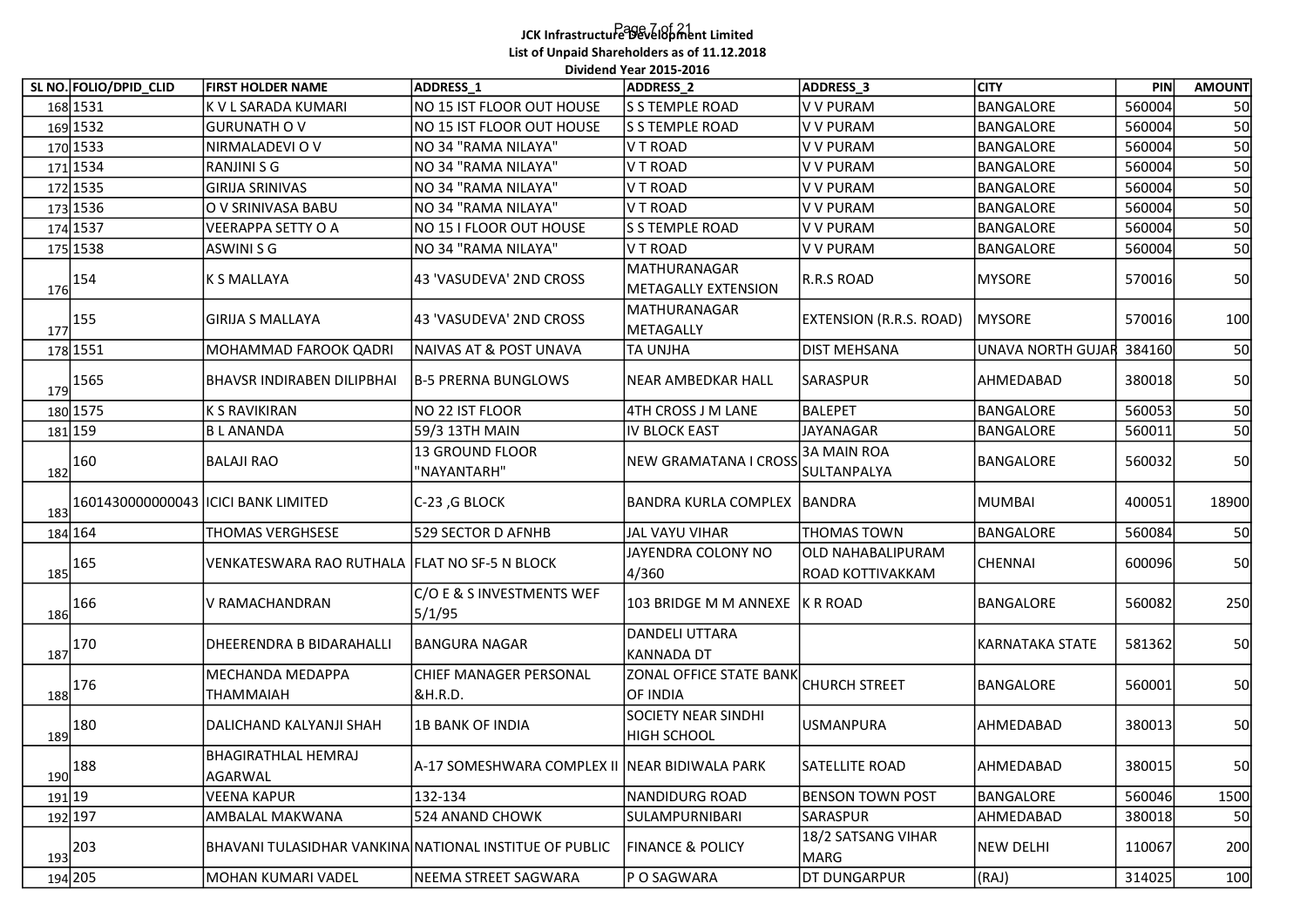**JCK Infrastructure Development Limited**

**List of Unpaid Shareholders as of 11.12.2018**

**Dividend Year 2015-2016**

| SL NO. | FOLIO/DPID_CLID | FIRST HOLDER NAME | ADDRESS_1 | ADDRESS_2 | ADDRESS_3 | CITY | PIN | AMOUNT |
|---|---|---|---|---|---|---|---|---|
| 168 | 1531 | K V L SARADA KUMARI | NO 15 IST FLOOR OUT HOUSE | S S TEMPLE ROAD | V V PURAM | BANGALORE | 560004 | 50 |
| 169 | 1532 | GURUNATH O V | NO 15 IST FLOOR OUT HOUSE | S S TEMPLE ROAD | V V PURAM | BANGALORE | 560004 | 50 |
| 170 | 1533 | NIRMALADEVI O V | NO 34 "RAMA NILAYA" | V T ROAD | V V PURAM | BANGALORE | 560004 | 50 |
| 171 | 1534 | RANJINI S G | NO 34 "RAMA NILAYA" | V T ROAD | V V PURAM | BANGALORE | 560004 | 50 |
| 172 | 1535 | GIRIJA SRINIVAS | NO 34 "RAMA NILAYA" | V T ROAD | V V PURAM | BANGALORE | 560004 | 50 |
| 173 | 1536 | O V SRINIVASA BABU | NO 34 "RAMA NILAYA" | V T ROAD | V V PURAM | BANGALORE | 560004 | 50 |
| 174 | 1537 | VEERAPPA SETTY O A | NO 15 I FLOOR OUT HOUSE | S S TEMPLE ROAD | V V PURAM | BANGALORE | 560004 | 50 |
| 175 | 1538 | ASWINI S G | NO 34 "RAMA NILAYA" | V T ROAD | V V PURAM | BANGALORE | 560004 | 50 |
| 176 | 154 | K S MALLAYA | 43 'VASUDEVA' 2ND CROSS | MATHURANAGAR METAGALLY EXTENSION | R.R.S ROAD | MYSORE | 570016 | 50 |
| 177 | 155 | GIRIJA S MALLAYA | 43 'VASUDEVA' 2ND CROSS | MATHURANAGAR METAGALLY | EXTENSION (R.R.S. ROAD) | MYSORE | 570016 | 100 |
| 178 | 1551 | MOHAMMAD FAROOK QADRI | NAIVAS AT & POST UNAVA | TA UNJHA | DIST MEHSANA | UNAVA NORTH GUJAR | 384160 | 50 |
| 179 | 1565 | BHAVSR INDIRABEN DILIPBHAI | B-5 PRERNA BUNGLOWS | NEAR AMBEDKAR HALL | SARASPUR | AHMEDABAD | 380018 | 50 |
| 180 | 1575 | K S RAVIKIRAN | NO 22 IST FLOOR | 4TH CROSS J M LANE | BALEPET | BANGALORE | 560053 | 50 |
| 181 | 159 | B L ANANDA | 59/3 13TH MAIN | IV BLOCK EAST | JAYANAGAR | BANGALORE | 560011 | 50 |
| 182 | 160 | BALAJI RAO | 13 GROUND FLOOR "NAYANTARH" | NEW GRAMATANA I CROSS | 3A MAIN ROA SULTANPALYA | BANGALORE | 560032 | 50 |
| 183 | 1601430000000043 | ICICI BANK LIMITED | C-23 ,G BLOCK | BANDRA KURLA COMPLEX | BANDRA | MUMBAI | 400051 | 18900 |
| 184 | 164 | THOMAS VERGHSESE | 529 SECTOR D AFNHB | JAL VAYU VIHAR | THOMAS TOWN | BANGALORE | 560084 | 50 |
| 185 | 165 | VENKATESWARA RAO RUTHALA | FLAT NO SF-5 N BLOCK | JAYENDRA COLONY NO 4/360 | OLD NAHABALIPURAM ROAD KOTTIVAKKAM | CHENNAI | 600096 | 50 |
| 186 | 166 | V RAMACHANDRAN | C/O E & S INVESTMENTS WEF 5/1/95 | 103 BRIDGE M M ANNEXE | K R ROAD | BANGALORE | 560082 | 250 |
| 187 | 170 | DHEERENDRA B BIDARAHALLI | BANGURA NAGAR | DANDELI UTTARA KANNADA DT | | KARNATAKA STATE | 581362 | 50 |
| 188 | 176 | MECHANDA MEDAPPA THAMMAIAH | CHIEF MANAGER PERSONAL &H.R.D. | ZONAL OFFICE STATE BANK OF INDIA | CHURCH STREET | BANGALORE | 560001 | 50 |
| 189 | 180 | DALICHAND KALYANJI SHAH | 1B BANK OF INDIA | SOCIETY NEAR SINDHI HIGH SCHOOL | USMANPURA | AHMEDABAD | 380013 | 50 |
| 190 | 188 | BHAGIRATHLAL HEMRAJ AGARWAL | A-17 SOMESHWARA COMPLEX II | NEAR BIDIWALA PARK | SATELLITE ROAD | AHMEDABAD | 380015 | 50 |
| 191 | 19 | VEENA KAPUR | 132-134 | NANDIDURG ROAD | BENSON TOWN POST | BANGALORE | 560046 | 1500 |
| 192 | 197 | AMBALAL MAKWANA | 524 ANAND CHOWK | SULAMPURNIBARI | SARASPUR | AHMEDABAD | 380018 | 50 |
| 193 | 203 | BHAVANI TULASIDHAR VANKINA | NATIONAL INSTITUE OF PUBLIC | FINANCE & POLICY | 18/2 SATSANG VIHAR MARG | NEW DELHI | 110067 | 200 |
| 194 | 205 | MOHAN KUMARI VADEL | NEEMA STREET SAGWARA | P O SAGWARA | DT DUNGARPUR | (RAJ) | 314025 | 100 |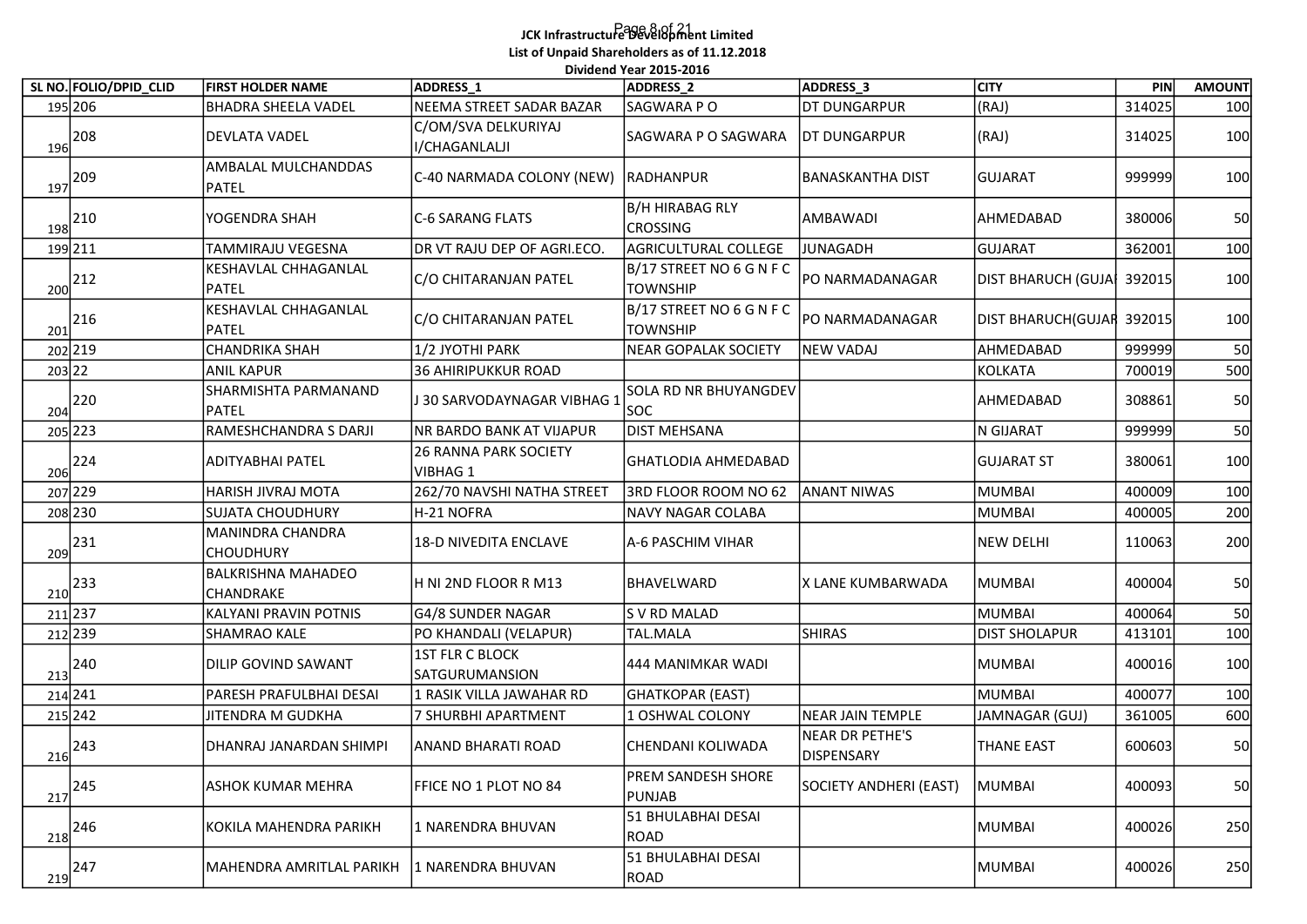**JCK Infrastructure Development Limited**

**List of Unpaid Shareholders as of 11.12.2018**

**Dividend Year 2015-2016**

| SL NO. | FOLIO/DPID_CLID | FIRST HOLDER NAME | ADDRESS_1 | ADDRESS_2 | ADDRESS_3 | CITY | PIN | AMOUNT |
|---|---|---|---|---|---|---|---|---|
| 195 | 206 | BHADRA SHEELA VADEL | NEEMA STREET SADAR BAZAR | SAGWARA P O | DT DUNGARPUR | (RAJ) | 314025 | 100 |
| 196 | 208 | DEVLATA VADEL | C/OM/SVA DELKURIYAJ I/CHAGANLALJI | SAGWARA P O SAGWARA | DT DUNGARPUR | (RAJ) | 314025 | 100 |
| 197 | 209 | AMBALAL MULCHANDDAS PATEL | C-40 NARMADA COLONY (NEW) | RADHANPUR | BANASKANTHA DIST | GUJARAT | 999999 | 100 |
| 198 | 210 | YOGENDRA SHAH | C-6 SARANG FLATS | B/H HIRABAG RLY CROSSING | AMBAWADI | AHMEDABAD | 380006 | 50 |
| 199 | 211 | TAMMIRAJU VEGESNA | DR VT RAJU DEP OF AGRI.ECO. | AGRICULTURAL COLLEGE | JUNAGADH | GUJARAT | 362001 | 100 |
| 200 | 212 | KESHAVLAL CHHAGANLAL PATEL | C/O CHITARANJAN PATEL | B/17 STREET NO 6 G N F C TOWNSHIP | PO NARMADANAGAR | DIST BHARUCH (GUJA | 392015 | 100 |
| 201 | 216 | KESHAVLAL CHHAGANLAL PATEL | C/O CHITARANJAN PATEL | B/17 STREET NO 6 G N F C TOWNSHIP | PO NARMADANAGAR | DIST BHARUCH(GUJAR | 392015 | 100 |
| 202 | 219 | CHANDRIKA SHAH | 1/2 JYOTHI PARK | NEAR GOPALAK SOCIETY | NEW VADAJ | AHMEDABAD | 999999 | 50 |
| 203 | 22 | ANIL KAPUR | 36 AHIRIPUKKUR ROAD | | | KOLKATA | 700019 | 500 |
| 204 | 220 | SHARMISHTA PARMANAND PATEL | J 30 SARVODAYNAGAR VIBHAG 1 | SOLA RD NR BHUYANGDEV SOC | | AHMEDABAD | 308861 | 50 |
| 205 | 223 | RAMESHCHANDRA S DARJI | NR BARDO BANK AT VIJAPUR | DIST MEHSANA | | N GIJARAT | 999999 | 50 |
| 206 | 224 | ADITYABHAI PATEL | 26 RANNA PARK SOCIETY VIBHAG 1 | GHATLODIA AHMEDABAD | | GUJARAT ST | 380061 | 100 |
| 207 | 229 | HARISH JIVRAJ MOTA | 262/70 NAVSHI NATHA STREET | 3RD FLOOR ROOM NO 62 | ANANT NIWAS | MUMBAI | 400009 | 100 |
| 208 | 230 | SUJATA CHOUDHURY | H-21 NOFRA | NAVY NAGAR COLABA | | MUMBAI | 400005 | 200 |
| 209 | 231 | MANINDRA CHANDRA CHOUDHURY | 18-D NIVEDITA ENCLAVE | A-6 PASCHIM VIHAR | | NEW DELHI | 110063 | 200 |
| 210 | 233 | BALKRISHNA MAHADEO CHANDRAKE | H NI 2ND FLOOR R M13 | BHAVELWARD | X LANE KUMBARWADA | MUMBAI | 400004 | 50 |
| 211 | 237 | KALYANI PRAVIN POTNIS | G4/8 SUNDER NAGAR | S V RD MALAD | | MUMBAI | 400064 | 50 |
| 212 | 239 | SHAMRAO KALE | PO KHANDALI (VELAPUR) | TAL.MALA | SHIRAS | DIST SHOLAPUR | 413101 | 100 |
| 213 | 240 | DILIP GOVIND SAWANT | 1ST FLR C BLOCK SATGURUMANSION | 444 MANIMKAR WADI | | MUMBAI | 400016 | 100 |
| 214 | 241 | PARESH PRAFULBHAI DESAI | 1 RASIK VILLA JAWAHAR RD | GHATKOPAR (EAST) | | MUMBAI | 400077 | 100 |
| 215 | 242 | JITENDRA M GUDKHA | 7 SHURBHI APARTMENT | 1 OSHWAL COLONY | NEAR JAIN TEMPLE | JAMNAGAR (GUJ) | 361005 | 600 |
| 216 | 243 | DHANRAJ JANARDAN SHIMPI | ANAND BHARATI ROAD | CHENDANI KOLIWADA | NEAR DR PETHE'S DISPENSARY | THANE EAST | 600603 | 50 |
| 217 | 245 | ASHOK KUMAR MEHRA | FFICE NO 1 PLOT NO 84 | PREM SANDESH SHORE PUNJAB | SOCIETY ANDHERI (EAST) | MUMBAI | 400093 | 50 |
| 218 | 246 | KOKILA MAHENDRA PARIKH | 1 NARENDRA BHUVAN | 51 BHULABHAI DESAI ROAD | | MUMBAI | 400026 | 250 |
| 219 | 247 | MAHENDRA AMRITLAL PARIKH | 1 NARENDRA BHUVAN | 51 BHULABHAI DESAI ROAD | | MUMBAI | 400026 | 250 |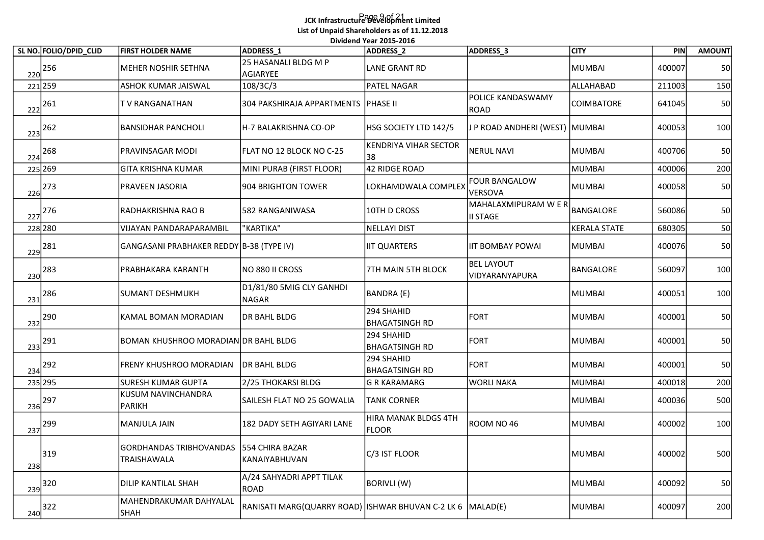**JCK Infrastructure Development Limited**

**List of Unpaid Shareholders as of 11.12.2018**

**Dividend Year 2015-2016**

| SL NO. | FOLIO/DPID_CLID | FIRST HOLDER NAME | ADDRESS_1 | ADDRESS_2 | ADDRESS_3 | CITY | PIN | AMOUNT |
|---|---|---|---|---|---|---|---|---|
| 220 | 256 | MEHER NOSHIR SETHNA | 25 HASANALI BLDG M P AGIARYEE | LANE GRANT RD | | MUMBAI | 400007 | 50 |
| 221 | 259 | ASHOK KUMAR JAISWAL | 108/3C/3 | PATEL NAGAR | | ALLAHABAD | 211003 | 150 |
| 222 | 261 | T V RANGANATHAN | 304 PAKSHIRAJA APPARTMENTS | PHASE II | POLICE KANDASWAMY ROAD | COIMBATORE | 641045 | 50 |
| 223 | 262 | BANSIDHAR PANCHOLI | H-7 BALAKRISHNA CO-OP | HSG SOCIETY LTD 142/5 | J P ROAD ANDHERI (WEST) | MUMBAI | 400053 | 100 |
| 224 | 268 | PRAVINSAGAR MODI | FLAT NO 12 BLOCK NO C-25 | KENDRIYA VIHAR SECTOR 38 | NERUL NAVI | MUMBAI | 400706 | 50 |
| 225 | 269 | GITA KRISHNA KUMAR | MINI PURAB (FIRST FLOOR) | 42 RIDGE ROAD | | MUMBAI | 400006 | 200 |
| 226 | 273 | PRAVEEN JASORIA | 904 BRIGHTON TOWER | LOKHAMDWALA COMPLEX | FOUR BANGALOW VERSOVA | MUMBAI | 400058 | 50 |
| 227 | 276 | RADHAKRISHNA RAO B | 582 RANGANIWASA | 10TH D CROSS | MAHALAXMIPURAM W E R II STAGE | BANGALORE | 560086 | 50 |
| 228 | 280 | VIJAYAN PANDARAPARAMBIL | "KARTIKA" | NELLAYI DIST | | KERALA STATE | 680305 | 50 |
| 229 | 281 | GANGASANI PRABHAKER REDDY | B-38 (TYPE IV) | IIT QUARTERS | IIT BOMBAY POWAI | MUMBAI | 400076 | 50 |
| 230 | 283 | PRABHAKARA KARANTH | NO 880 II CROSS | 7TH MAIN 5TH BLOCK | BEL LAYOUT VIDYARANYAPURA | BANGALORE | 560097 | 100 |
| 231 | 286 | SUMANT DESHMUKH | D1/81/80 5MIG CLY GANHDI NAGAR | BANDRA (E) | | MUMBAI | 400051 | 100 |
| 232 | 290 | KAMAL BOMAN MORADIAN | DR BAHL BLDG | 294 SHAHID BHAGATSINGH RD | FORT | MUMBAI | 400001 | 50 |
| 233 | 291 | BOMAN KHUSHROO MORADIAN | DR BAHL BLDG | 294 SHAHID BHAGATSINGH RD | FORT | MUMBAI | 400001 | 50 |
| 234 | 292 | FRENY KHUSHROO MORADIAN | DR BAHL BLDG | 294 SHAHID BHAGATSINGH RD | FORT | MUMBAI | 400001 | 50 |
| 235 | 295 | SURESH KUMAR GUPTA | 2/25 THOKARSI BLDG | G R KARAMARG | WORLI NAKA | MUMBAI | 400018 | 200 |
| 236 | 297 | KUSUM NAVINCHANDRA PARIKH | SAILESH FLAT NO 25 GOWALIA | TANK CORNER | | MUMBAI | 400036 | 500 |
| 237 | 299 | MANJULA JAIN | 182 DADY SETH AGIYARI LANE | HIRA MANAK BLDGS 4TH FLOOR | ROOM NO 46 | MUMBAI | 400002 | 100 |
| 238 | 319 | GORDHANDAS TRIBHOVANDAS TRAISHAWALA | 554 CHIRA BAZAR KANAIYABHUVAN | C/3 IST FLOOR | | MUMBAI | 400002 | 500 |
| 239 | 320 | DILIP KANTILAL SHAH | A/24 SAHYADRI APPT TILAK ROAD | BORIVLI (W) | | MUMBAI | 400092 | 50 |
| 240 | 322 | MAHENDRAKUMAR DAHYALAL SHAH | RANISATI MARG(QUARRY ROAD) | ISHWAR BHUVAN C-2 LK 6 | MALAD(E) | MUMBAI | 400097 | 200 |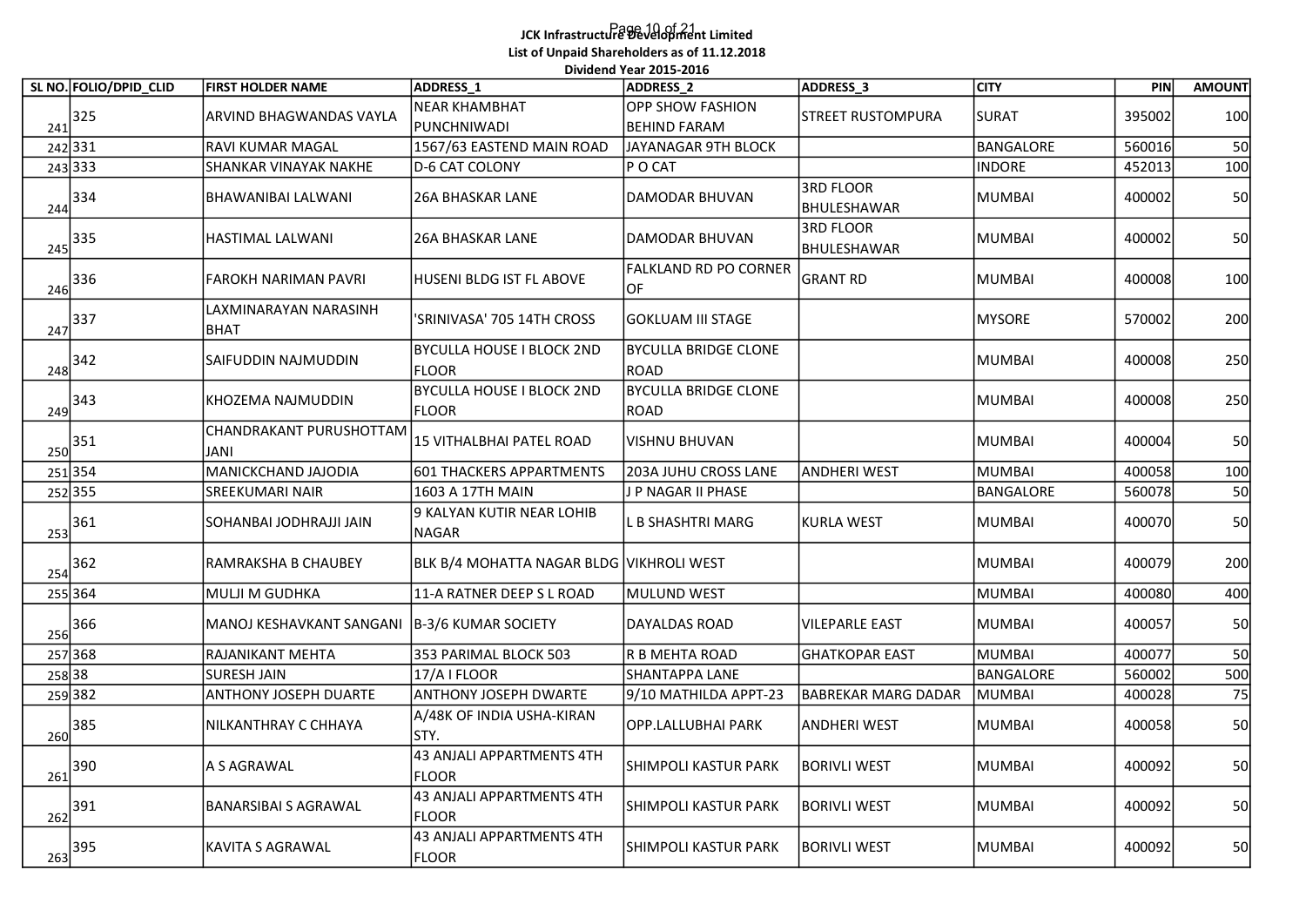**JCK Infrastructure Development Limited**

**List of Unpaid Shareholders as of 11.12.2018**

**Dividend Year 2015-2016**

| SL NO. | FOLIO/DPID_CLID | FIRST HOLDER NAME | ADDRESS_1 | ADDRESS_2 | ADDRESS_3 | CITY | PIN | AMOUNT |
|---|---|---|---|---|---|---|---|---|
| 241 | 325 | ARVIND BHAGWANDAS VAYLA | NEAR KHAMBHAT PUNCHNIWADI | OPP SHOW FASHION BEHIND FARAM | STREET RUSTOMPURA | SURAT | 395002 | 100 |
| 242 | 331 | RAVI KUMAR MAGAL | 1567/63 EASTEND MAIN ROAD | JAYANAGAR 9TH BLOCK | | BANGALORE | 560016 | 50 |
| 243 | 333 | SHANKAR VINAYAK NAKHE | D-6 CAT COLONY | P O CAT | | INDORE | 452013 | 100 |
| 244 | 334 | BHAWANIBAI LALWANI | 26A BHASKAR LANE | DAMODAR BHUVAN | 3RD FLOOR BHULESHAWAR | MUMBAI | 400002 | 50 |
| 245 | 335 | HASTIMAL LALWANI | 26A BHASKAR LANE | DAMODAR BHUVAN | 3RD FLOOR BHULESHAWAR | MUMBAI | 400002 | 50 |
| 246 | 336 | FAROKH NARIMAN PAVRI | HUSENI BLDG IST FL ABOVE | FALKLAND RD PO CORNER OF | GRANT RD | MUMBAI | 400008 | 100 |
| 247 | 337 | LAXMINARAYAN NARASINH BHAT | 'SRINIVASA' 705 14TH CROSS | GOKLUAM III STAGE | | MYSORE | 570002 | 200 |
| 248 | 342 | SAIFUDDIN NAJMUDDIN | BYCULLA HOUSE I BLOCK 2ND FLOOR | BYCULLA BRIDGE CLONE ROAD | | MUMBAI | 400008 | 250 |
| 249 | 343 | KHOZEMA NAJMUDDIN | BYCULLA HOUSE I BLOCK 2ND FLOOR | BYCULLA BRIDGE CLONE ROAD | | MUMBAI | 400008 | 250 |
| 250 | 351 | CHANDRAKANT PURUSHOTTAM JANI | 15 VITHALBHAI PATEL ROAD | VISHNU BHUVAN | | MUMBAI | 400004 | 50 |
| 251 | 354 | MANICKCHAND JAJODIA | 601 THACKERS APPARTMENTS | 203A JUHU CROSS LANE | ANDHERI WEST | MUMBAI | 400058 | 100 |
| 252 | 355 | SREEKUMARI NAIR | 1603 A 17TH MAIN | J P NAGAR II PHASE | | BANGALORE | 560078 | 50 |
| 253 | 361 | SOHANBAI JODHRAJJI JAIN | 9 KALYAN KUTIR NEAR LOHIB NAGAR | L B SHASHTRI MARG | KURLA WEST | MUMBAI | 400070 | 50 |
| 254 | 362 | RAMRAKSHA B CHAUBEY | BLK B/4 MOHATTA NAGAR BLDG | VIKHROLI WEST | | MUMBAI | 400079 | 200 |
| 255 | 364 | MULJI M GUDHKA | 11-A RATNER DEEP S L ROAD | MULUND WEST | | MUMBAI | 400080 | 400 |
| 256 | 366 | MANOJ KESHAVKANT SANGANI | B-3/6 KUMAR SOCIETY | DAYALDAS ROAD | VILEPARLE EAST | MUMBAI | 400057 | 50 |
| 257 | 368 | RAJANIKANT MEHTA | 353 PARIMAL BLOCK 503 | R B MEHTA ROAD | GHATKOPAR EAST | MUMBAI | 400077 | 50 |
| 258 | 38 | SURESH JAIN | 17/A I FLOOR | SHANTAPPA LANE | | BANGALORE | 560002 | 500 |
| 259 | 382 | ANTHONY JOSEPH DUARTE | ANTHONY JOSEPH DWARTE | 9/10 MATHILDA APPT-23 | BABREKAR MARG DADAR | MUMBAI | 400028 | 75 |
| 260 | 385 | NILKANTHRAY C CHHAYA | A/48K OF INDIA USHA-KIRAN STY. | OPP.LALLUBHAI PARK | ANDHERI WEST | MUMBAI | 400058 | 50 |
| 261 | 390 | A S AGRAWAL | 43 ANJALI APPARTMENTS 4TH FLOOR | SHIMPOLI KASTUR PARK | BORIVLI WEST | MUMBAI | 400092 | 50 |
| 262 | 391 | BANARSIBAI S AGRAWAL | 43 ANJALI APPARTMENTS 4TH FLOOR | SHIMPOLI KASTUR PARK | BORIVLI WEST | MUMBAI | 400092 | 50 |
| 263 | 395 | KAVITA S AGRAWAL | 43 ANJALI APPARTMENTS 4TH FLOOR | SHIMPOLI KASTUR PARK | BORIVLI WEST | MUMBAI | 400092 | 50 |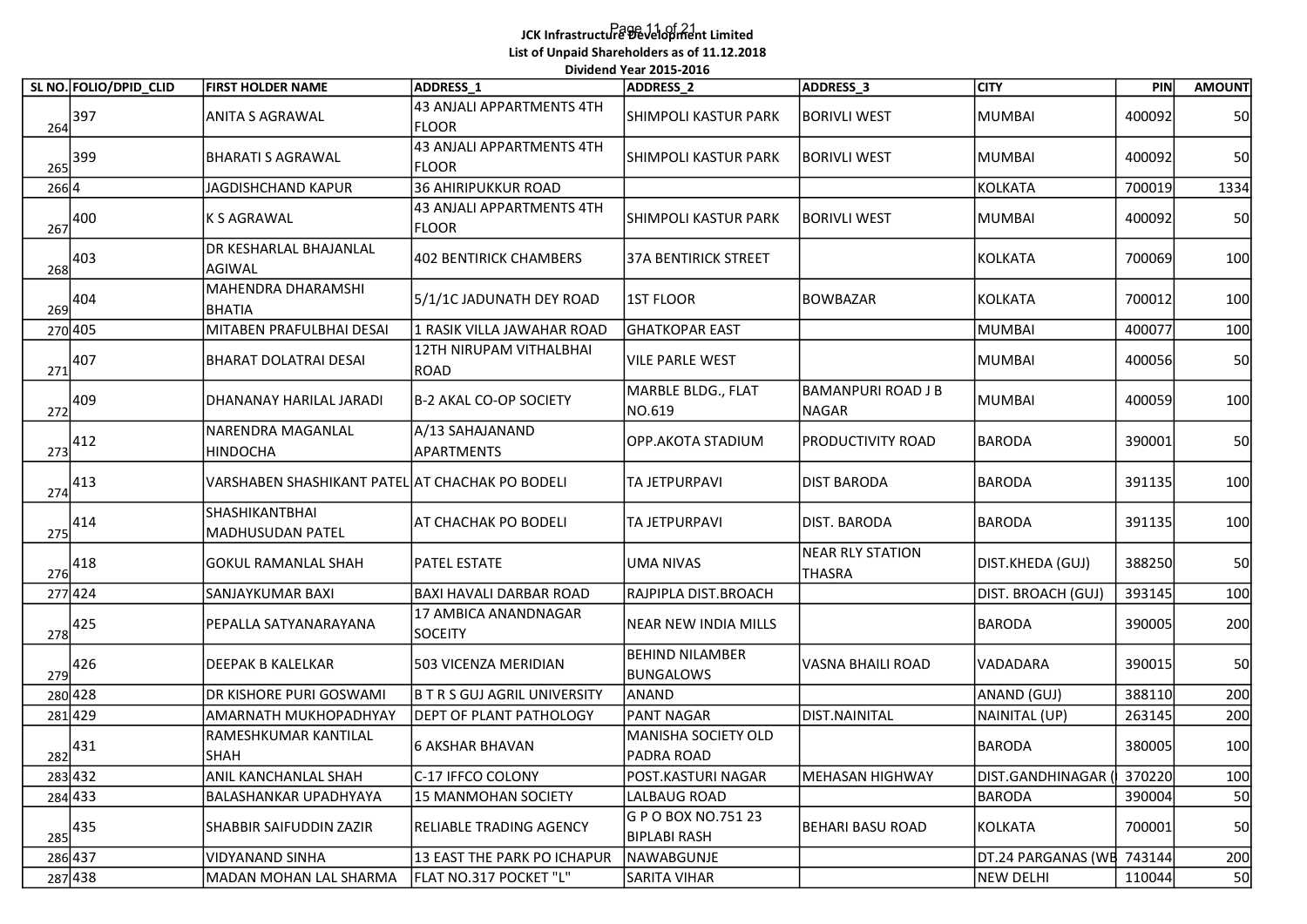**JCK Infrastructure Development Limited**

**List of Unpaid Shareholders as of 11.12.2018**

**Dividend Year 2015-2016**

| SL NO. | FOLIO/DPID_CLID | FIRST HOLDER NAME | ADDRESS_1 | ADDRESS_2 | ADDRESS_3 | CITY | PIN | AMOUNT |
|---|---|---|---|---|---|---|---|---|
| 264 | 397 | ANITA S AGRAWAL | 43 ANJALI APPARTMENTS 4TH FLOOR | SHIMPOLI KASTUR PARK | BORIVLI WEST | MUMBAI | 400092 | 50 |
| 265 | 399 | BHARATI S AGRAWAL | 43 ANJALI APPARTMENTS 4TH FLOOR | SHIMPOLI KASTUR PARK | BORIVLI WEST | MUMBAI | 400092 | 50 |
| 266 | 4 | JAGDISHCHAND KAPUR | 36 AHIRIPUKKUR ROAD | | | KOLKATA | 700019 | 1334 |
| 267 | 400 | K S AGRAWAL | 43 ANJALI APPARTMENTS 4TH FLOOR | SHIMPOLI KASTUR PARK | BORIVLI WEST | MUMBAI | 400092 | 50 |
| 268 | 403 | DR KESHARLAL BHAJANLAL AGIWAL | 402 BENTIRICK CHAMBERS | 37A BENTIRICK STREET | | KOLKATA | 700069 | 100 |
| 269 | 404 | MAHENDRA DHARAMSHI BHATIA | 5/1/1C JADUNATH DEY ROAD | 1ST FLOOR | BOWBAZAR | KOLKATA | 700012 | 100 |
| 270 | 405 | MITABEN PRAFULBHAI DESAI | 1 RASIK VILLA JAWAHAR ROAD | GHATKOPAR EAST | | MUMBAI | 400077 | 100 |
| 271 | 407 | BHARAT DOLATRAI DESAI | 12TH NIRUPAM VITHALBHAI ROAD | VILE PARLE WEST | | MUMBAI | 400056 | 50 |
| 272 | 409 | DHANANAY HARILAL JARADI | B-2 AKAL CO-OP SOCIETY | MARBLE BLDG., FLAT NO.619 | BAMANPURI ROAD J B NAGAR | MUMBAI | 400059 | 100 |
| 273 | 412 | NARENDRA MAGANLAL HINDOCHA | A/13 SAHAJANAND APARTMENTS | OPP.AKOTA STADIUM | PRODUCTIVITY ROAD | BARODA | 390001 | 50 |
| 274 | 413 | VARSHABEN SHASHIKANT PATEL | AT CHACHAK PO BODELI | TA JETPURPAVI | DIST BARODA | BARODA | 391135 | 100 |
| 275 | 414 | SHASHIKANTBHAI MADHUSUDAN PATEL | AT CHACHAK PO BODELI | TA JETPURPAVI | DIST. BARODA | BARODA | 391135 | 100 |
| 276 | 418 | GOKUL RAMANLAL SHAH | PATEL ESTATE | UMA NIVAS | NEAR RLY STATION THASRA | DIST.KHEDA (GUJ) | 388250 | 50 |
| 277 | 424 | SANJAYKUMAR BAXI | BAXI HAVALI DARBAR ROAD | RAJPIPLA DIST.BROACH | | DIST. BROACH (GUJ) | 393145 | 100 |
| 278 | 425 | PEPALLA SATYANARAYANA | 17 AMBICA ANANDNAGAR SOCEITY | NEAR NEW INDIA MILLS | | BARODA | 390005 | 200 |
| 279 | 426 | DEEPAK B KALELKAR | 503 VICENZA MERIDIAN | BEHIND NILAMBER BUNGALOWS | VASNA BHAILI ROAD | VADADARA | 390015 | 50 |
| 280 | 428 | DR KISHORE PURI GOSWAMI | B T R S GUJ AGRIL UNIVERSITY | ANAND | | ANAND (GUJ) | 388110 | 200 |
| 281 | 429 | AMARNATH MUKHOPADHYAY | DEPT OF PLANT PATHOLOGY | PANT NAGAR | DIST.NAINITAL | NAINITAL (UP) | 263145 | 200 |
| 282 | 431 | RAMESHKUMAR KANTILAL SHAH | 6 AKSHAR BHAVAN | MANISHA SOCIETY OLD PADRA ROAD | | BARODA | 380005 | 100 |
| 283 | 432 | ANIL KANCHANLAL SHAH | C-17 IFFCO COLONY | POST.KASTURI NAGAR | MEHASAN HIGHWAY | DIST.GANDHINAGAR ( | 370220 | 100 |
| 284 | 433 | BALASHANKAR UPADHYAYA | 15 MANMOHAN SOCIETY | LALBAUG ROAD | | BARODA | 390004 | 50 |
| 285 | 435 | SHABBIR SAIFUDDIN ZAZIR | RELIABLE TRADING AGENCY | G P O BOX NO.751 23 BIPLABI RASH | BEHARI BASU ROAD | KOLKATA | 700001 | 50 |
| 286 | 437 | VIDYANAND SINHA | 13 EAST THE PARK PO ICHAPUR | NAWABGUNJE | | DT.24 PARGANAS (WB | 743144 | 200 |
| 287 | 438 | MADAN MOHAN LAL SHARMA | FLAT NO.317 POCKET "L" | SARITA VIHAR | | NEW DELHI | 110044 | 50 |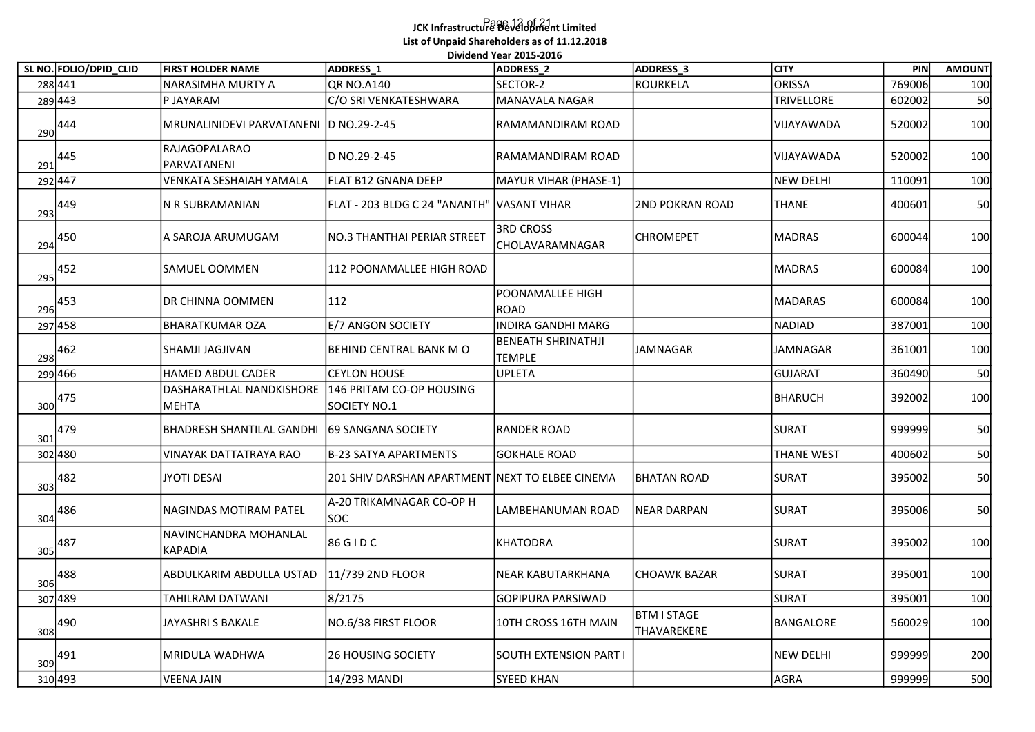# JCK Infrastructure Development Limited

**List of Unpaid Shareholders as of 11.12.2018**

**Dividend Year 2015-2016**

| SL NO. | FOLIO/DPID_CLID | FIRST HOLDER NAME | ADDRESS_1 | ADDRESS_2 | ADDRESS_3 | CITY | PIN | AMOUNT |
|---|---|---|---|---|---|---|---|---|
| 288 | 441 | NARASIMHA MURTY A | QR NO.A140 | SECTOR-2 | ROURKELA | ORISSA | 769006 | 100 |
| 289 | 443 | P JAYARAM | C/O SRI VENKATESHWARA | MANAVALA NAGAR | | TRIVELLORE | 602002 | 50 |
| 290 | 444 | MRUNALINIDEVI PARVATANENI | D NO.29-2-45 | RAMAMANDIRAM ROAD | | VIJAYAWADA | 520002 | 100 |
| 291 | 445 | RAJAGOPALARAO PARVATANENI | D NO.29-2-45 | RAMAMANDIRAM ROAD | | VIJAYAWADA | 520002 | 100 |
| 292 | 447 | VENKATA SESHAIAH YAMALA | FLAT B12 GNANA DEEP | MAYUR VIHAR (PHASE-1) | | NEW DELHI | 110091 | 100 |
| 293 | 449 | N R SUBRAMANIAN | FLAT - 203 BLDG C 24 "ANANTH" | VASANT VIHAR | 2ND POKRAN ROAD | THANE | 400601 | 50 |
| 294 | 450 | A SAROJA ARUMUGAM | NO.3 THANTHAI PERIAR STREET | 3RD CROSS CHOLAVARAMNAGAR | CHROMEPET | MADRAS | 600044 | 100 |
| 295 | 452 | SAMUEL OOMMEN | 112 POONAMALLEE HIGH ROAD | | | MADRAS | 600084 | 100 |
| 296 | 453 | DR CHINNA OOMMEN | 112 | POONAMALLEE HIGH ROAD | | MADARAS | 600084 | 100 |
| 297 | 458 | BHARATKUMAR OZA | E/7 ANGON SOCIETY | INDIRA GANDHI MARG | | NADIAD | 387001 | 100 |
| 298 | 462 | SHAMJI JAGJIVAN | BEHIND CENTRAL BANK M O | BENEATH SHRINATHJI TEMPLE | JAMNAGAR | JAMNAGAR | 361001 | 100 |
| 299 | 466 | HAMED ABDUL CADER | CEYLON HOUSE | UPLETA | | GUJARAT | 360490 | 50 |
| 300 | 475 | DASHARATHLAL NANDKISHORE MEHTA | 146 PRITAM CO-OP HOUSING SOCIETY NO.1 | | | BHARUCH | 392002 | 100 |
| 301 | 479 | BHADRESH SHANTILAL GANDHI | 69 SANGANA SOCIETY | RANDER ROAD | | SURAT | 999999 | 50 |
| 302 | 480 | VINAYAK DATTATRAYA RAO | B-23 SATYA APARTMENTS | GOKHALE ROAD | | THANE WEST | 400602 | 50 |
| 303 | 482 | JYOTI DESAI | 201 SHIV DARSHAN APARTMENT | NEXT TO ELBEE CINEMA | BHATAN ROAD | SURAT | 395002 | 50 |
| 304 | 486 | NAGINDAS MOTIRAM PATEL | A-20 TRIKAMNAGAR CO-OP H SOC | LAMBEHANUMAN ROAD | NEAR DARPAN | SURAT | 395006 | 50 |
| 305 | 487 | NAVINCHANDRA MOHANLAL KAPADIA | 86 G I D C | KHATODRA | | SURAT | 395002 | 100 |
| 306 | 488 | ABDULKARIM ABDULLA USTAD | 11/739 2ND FLOOR | NEAR KABUTARKHANA | CHOAWK BAZAR | SURAT | 395001 | 100 |
| 307 | 489 | TAHILRAM DATWANI | 8/2175 | GOPIPURA PARSIWAD | | SURAT | 395001 | 100 |
| 308 | 490 | JAYASHRI S BAKALE | NO.6/38 FIRST FLOOR | 10TH CROSS 16TH MAIN | BTM I STAGE THAVAREKERE | BANGALORE | 560029 | 100 |
| 309 | 491 | MRIDULA WADHWA | 26 HOUSING SOCIETY | SOUTH EXTENSION PART I | | NEW DELHI | 999999 | 200 |
| 310 | 493 | VEENA JAIN | 14/293 MANDI | SYEED KHAN | | AGRA | 999999 | 500 |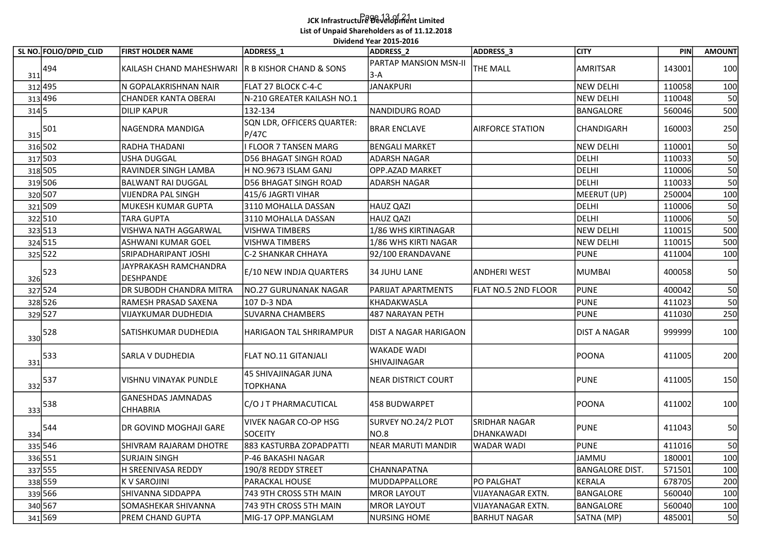**JCK Infrastructure Development Limited**

**List of Unpaid Shareholders as of 11.12.2018**

**Dividend Year 2015-2016**

| SL NO. | FOLIO/DPID_CLID | FIRST HOLDER NAME | ADDRESS_1 | ADDRESS_2 | ADDRESS_3 | CITY | PIN | AMOUNT |
|---|---|---|---|---|---|---|---|---|
| 311 | 494 | KAILASH CHAND MAHESHWARI | R B KISHOR CHAND & SONS | PARTAP MANSION MSN-II 3-A | THE MALL | AMRITSAR | 143001 | 100 |
| 312 | 495 | N GOPALAKRISHNAN NAIR | FLAT 27 BLOCK C-4-C | JANAKPURI | | NEW DELHI | 110058 | 100 |
| 313 | 496 | CHANDER KANTA OBERAI | N-210 GREATER KAILASH NO.1 | | | NEW DELHI | 110048 | 50 |
| 314 | 5 | DILIP KAPUR | 132-134 | NANDIDURG ROAD | | BANGALORE | 560046 | 500 |
| 315 | 501 | NAGENDRA MANDIGA | SQN LDR, OFFICERS QUARTER: P/47C | BRAR ENCLAVE | AIRFORCE STATION | CHANDIGARH | 160003 | 250 |
| 316 | 502 | RADHA THADANI | I FLOOR 7 TANSEN MARG | BENGALI MARKET | | NEW DELHI | 110001 | 50 |
| 317 | 503 | USHA DUGGAL | D56 BHAGAT SINGH ROAD | ADARSH NAGAR | | DELHI | 110033 | 50 |
| 318 | 505 | RAVINDER SINGH LAMBA | H NO.9673 ISLAM GANJ | OPP.AZAD MARKET | | DELHI | 110006 | 50 |
| 319 | 506 | BALWANT RAI DUGGAL | D56 BHAGAT SINGH ROAD | ADARSH NAGAR | | DELHI | 110033 | 50 |
| 320 | 507 | VIJENDRA PAL SINGH | 415/6 JAGRTI VIHAR | | | MEERUT (UP) | 250004 | 100 |
| 321 | 509 | MUKESH KUMAR GUPTA | 3110 MOHALLA DASSAN | HAUZ QAZI | | DELHI | 110006 | 50 |
| 322 | 510 | TARA GUPTA | 3110 MOHALLA DASSAN | HAUZ QAZI | | DELHI | 110006 | 50 |
| 323 | 513 | VISHWA NATH AGGARWAL | VISHWA TIMBERS | 1/86 WHS KIRTINAGAR | | NEW DELHI | 110015 | 500 |
| 324 | 515 | ASHWANI KUMAR GOEL | VISHWA TIMBERS | 1/86 WHS KIRTI NAGAR | | NEW DELHI | 110015 | 500 |
| 325 | 522 | SRIPADHARIPANT JOSHI | C-2 SHANKAR CHHAYA | 92/100 ERANDAVANE | | PUNE | 411004 | 100 |
| 326 | 523 | JAYPRAKASH RAMCHANDRA DESHPANDE | E/10 NEW INDJA QUARTERS | 34 JUHU LANE | ANDHERI WEST | MUMBAI | 400058 | 50 |
| 327 | 524 | DR SUBODH CHANDRA MITRA | NO.27 GURUNANAK NAGAR | PARIJAT APARTMENTS | FLAT NO.5 2ND FLOOR | PUNE | 400042 | 50 |
| 328 | 526 | RAMESH PRASAD SAXENA | 107 D-3 NDA | KHADAKWASLA | | PUNE | 411023 | 50 |
| 329 | 527 | VIJAYKUMAR DUDHEDIA | SUVARNA CHAMBERS | 487 NARAYAN PETH | | PUNE | 411030 | 250 |
| 330 | 528 | SATISHKUMAR DUDHEDIA | HARIGAON TAL SHRIRAMPUR | DIST A NAGAR HARIGAON | | DIST A NAGAR | 999999 | 100 |
| 331 | 533 | SARLA V DUDHEDIA | FLAT NO.11 GITANJALI | WAKADE WADI SHIVAJINAGAR | | POONA | 411005 | 200 |
| 332 | 537 | VISHNU VINAYAK PUNDLE | 45 SHIVAJINAGAR JUNA TOPKHANA | NEAR DISTRICT COURT | | PUNE | 411005 | 150 |
| 333 | 538 | GANESHDAS JAMNADAS CHHABRIA | C/O J T PHARMACUTICAL | 458 BUDWARPET | | POONA | 411002 | 100 |
| 334 | 544 | DR GOVIND MOGHAJI GARE | VIVEK NAGAR CO-OP HSG SOCEITY | SURVEY NO.24/2 PLOT NO.8 | SRIDHAR NAGAR DHANKAWADI | PUNE | 411043 | 50 |
| 335 | 546 | SHIVRAM RAJARAM DHOTRE | 883 KASTURBA ZOPADPATTI | NEAR MARUTI MANDIR | WADAR WADI | PUNE | 411016 | 50 |
| 336 | 551 | SURJAIN SINGH | P-46 BAKASHI NAGAR | | | JAMMU | 180001 | 100 |
| 337 | 555 | H SREENIVASA REDDY | 190/8 REDDY STREET | CHANNAPATNA | | BANGALORE DIST. | 571501 | 100 |
| 338 | 559 | K V SAROJINI | PARACKAL HOUSE | MUDDAPPALLORE | PO PALGHAT | KERALA | 678705 | 200 |
| 339 | 566 | SHIVANNA SIDDAPPA | 743 9TH CROSS 5TH MAIN | MROR LAYOUT | VIJAYANAGAR EXTN. | BANGALORE | 560040 | 100 |
| 340 | 567 | SOMASHEKAR SHIVANNA | 743 9TH CROSS 5TH MAIN | MROR LAYOUT | VIJAYANAGAR EXTN. | BANGALORE | 560040 | 100 |
| 341 | 569 | PREM CHAND GUPTA | MIG-17 OPP.MANGLAM | NURSING HOME | BARHUT NAGAR | SATNA (MP) | 485001 | 50 |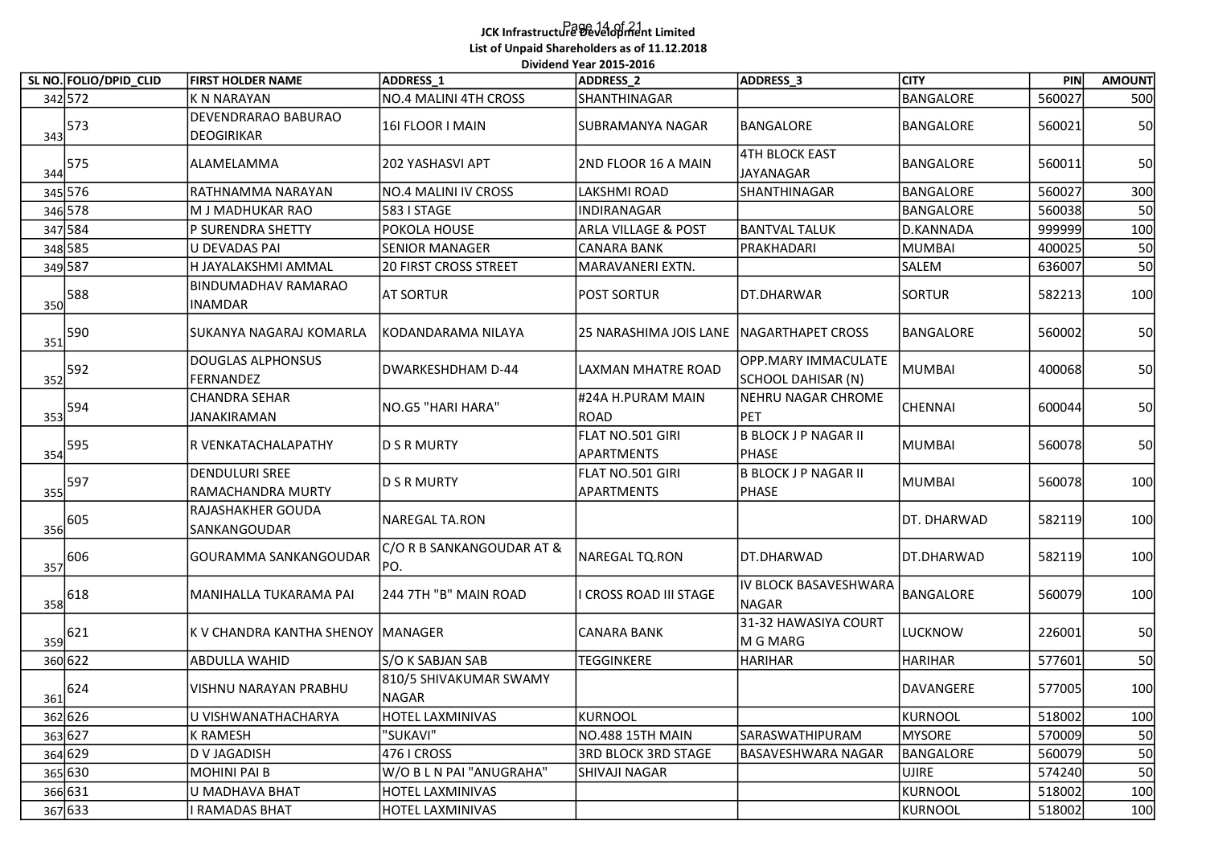**JCK Infrastructure Development Limited**

**List of Unpaid Shareholders as of 11.12.2018**

**Dividend Year 2015-2016**

| SL NO. | FOLIO/DPID_CLID | FIRST HOLDER NAME | ADDRESS_1 | ADDRESS_2 | ADDRESS_3 | CITY | PIN | AMOUNT |
|---|---|---|---|---|---|---|---|---|
| 342 | 572 | K N NARAYAN | NO.4 MALINI 4TH CROSS | SHANTHINAGAR | | BANGALORE | 560027 | 500 |
| 343 | 573 | DEVENDRARAO BABURAO DEOGIRIKAR | 16I FLOOR I MAIN | SUBRAMANYA NAGAR | BANGALORE | BANGALORE | 560021 | 50 |
| 344 | 575 | ALAMELAMMA | 202 YASHASVI APT | 2ND FLOOR 16 A MAIN | 4TH BLOCK EAST JAYANAGAR | BANGALORE | 560011 | 50 |
| 345 | 576 | RATHNAMMA NARAYAN | NO.4 MALINI IV CROSS | LAKSHMI ROAD | SHANTHINAGAR | BANGALORE | 560027 | 300 |
| 346 | 578 | M J MADHUKAR RAO | 583 I STAGE | INDIRANAGAR | | BANGALORE | 560038 | 50 |
| 347 | 584 | P SURENDRA SHETTY | POKOLA HOUSE | ARLA VILLAGE & POST | BANTVAL TALUK | D.KANNADA | 999999 | 100 |
| 348 | 585 | U DEVADAS PAI | SENIOR MANAGER | CANARA BANK | PRAKHADARI | MUMBAI | 400025 | 50 |
| 349 | 587 | H JAYALAKSHMI AMMAL | 20 FIRST CROSS STREET | MARAVANERI EXTN. | | SALEM | 636007 | 50 |
| 350 | 588 | BINDUMADHAV RAMARAO INAMDAR | AT SORTUR | POST SORTUR | DT.DHARWAR | SORTUR | 582213 | 100 |
| 351 | 590 | SUKANYA NAGARAJ KOMARLA | KODANDARAMA NILAYA | 25 NARASHIMA JOIS LANE | NAGARTHAPET CROSS | BANGALORE | 560002 | 50 |
| 352 | 592 | DOUGLAS ALPHONSUS FERNANDEZ | DWARKESHDHAM D-44 | LAXMAN MHATRE ROAD | OPP.MARY IMMACULATE SCHOOL DAHISAR (N) | MUMBAI | 400068 | 50 |
| 353 | 594 | CHANDRA SEHAR JANAKIRAMAN | NO.G5 "HARI HARA" | #24A H.PURAM MAIN ROAD | NEHRU NAGAR CHROME PET | CHENNAI | 600044 | 50 |
| 354 | 595 | R VENKATACHALAPATHY | D S R MURTY | FLAT NO.501 GIRI APARTMENTS | B BLOCK J P NAGAR II PHASE | MUMBAI | 560078 | 50 |
| 355 | 597 | DENDULURI SREE RAMACHANDRA MURTY | D S R MURTY | FLAT NO.501 GIRI APARTMENTS | B BLOCK J P NAGAR II PHASE | MUMBAI | 560078 | 100 |
| 356 | 605 | RAJASHAKHER GOUDA SANKANGOUDAR | NAREGAL TA.RON | | | DT. DHARWAD | 582119 | 100 |
| 357 | 606 | GOURAMMA SANKANGOUDAR | C/O R B SANKANGOUDAR AT & PO. | NAREGAL TQ.RON | DT.DHARWAD | DT.DHARWAD | 582119 | 100 |
| 358 | 618 | MANIHALLA TUKARAMA PAI | 244 7TH "B" MAIN ROAD | I CROSS ROAD III STAGE | IV BLOCK BASAVESHWARA NAGAR | BANGALORE | 560079 | 100 |
| 359 | 621 | K V CHANDRA KANTHA SHENOY | MANAGER | CANARA BANK | 31-32 HAWASIYA COURT M G MARG | LUCKNOW | 226001 | 50 |
| 360 | 622 | ABDULLA WAHID | S/O K SABJAN SAB | TEGGINKERE | HARIHAR | HARIHAR | 577601 | 50 |
| 361 | 624 | VISHNU NARAYAN PRABHU | 810/5 SHIVAKUMAR SWAMY NAGAR | | | DAVANGERE | 577005 | 100 |
| 362 | 626 | U VISHWANATHACHARYA | HOTEL LAXMINIVAS | KURNOOL | | KURNOOL | 518002 | 100 |
| 363 | 627 | K RAMESH | "SUKAVI" | NO.488 15TH MAIN | SARASWATHIPURAM | MYSORE | 570009 | 50 |
| 364 | 629 | D V JAGADISH | 476 I CROSS | 3RD BLOCK 3RD STAGE | BASAVESHWARA NAGAR | BANGALORE | 560079 | 50 |
| 365 | 630 | MOHINI PAI B | W/O B L N PAI "ANUGRAHA" | SHIVAJI NAGAR | | UJIRE | 574240 | 50 |
| 366 | 631 | U MADHAVA BHAT | HOTEL LAXMINIVAS | | | KURNOOL | 518002 | 100 |
| 367 | 633 | I RAMADAS BHAT | HOTEL LAXMINIVAS | | | KURNOOL | 518002 | 100 |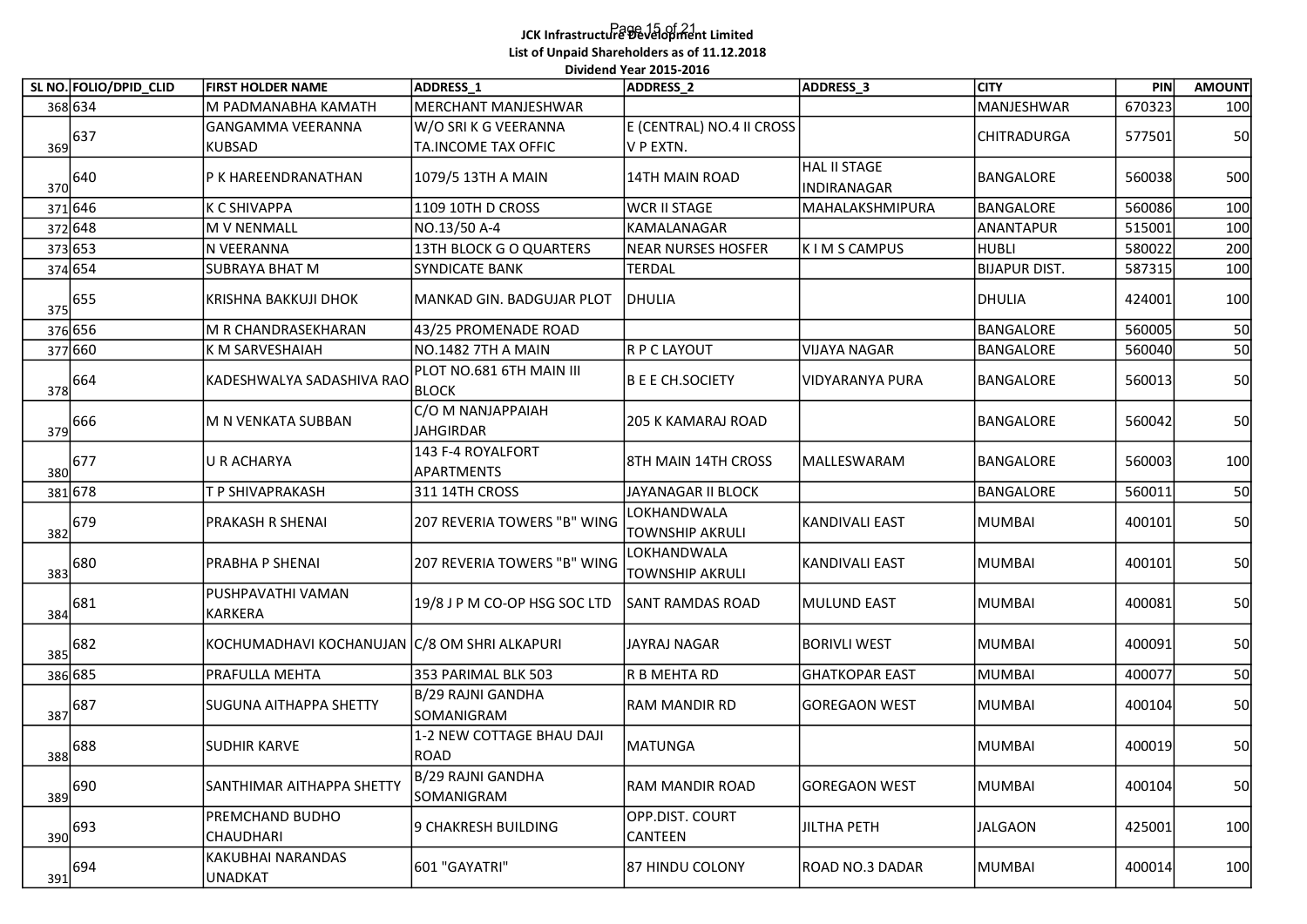**JCK Infrastructure Development Limited**

**List of Unpaid Shareholders as of 11.12.2018**

**Dividend Year 2015-2016**

| SL NO. | FOLIO/DPID_CLID | FIRST HOLDER NAME | ADDRESS_1 | ADDRESS_2 | ADDRESS_3 | CITY | PIN | AMOUNT |
|---|---|---|---|---|---|---|---|---|
| 368 | 634 | M PADMANABHA KAMATH | MERCHANT MANJESHWAR | | | MANJESHWAR | 670323 | 100 |
| 369 | 637 | GANGAMMA VEERANNA KUBSAD | W/O SRI K G VEERANNA TA.INCOME TAX OFFIC | E (CENTRAL) NO.4 II CROSS V P EXTN. | | CHITRADURGA | 577501 | 50 |
| 370 | 640 | P K HAREENDRANATHAN | 1079/5 13TH A MAIN | 14TH MAIN ROAD | HAL II STAGE INDIRANAGAR | BANGALORE | 560038 | 500 |
| 371 | 646 | K C SHIVAPPA | 1109 10TH D CROSS | WCR II STAGE | MAHALAKSHMIPURA | BANGALORE | 560086 | 100 |
| 372 | 648 | M V NENMALL | NO.13/50 A-4 | KAMALANAGAR | | ANANTAPUR | 515001 | 100 |
| 373 | 653 | N VEERANNA | 13TH BLOCK G O QUARTERS | NEAR NURSES HOSFER | K I M S CAMPUS | HUBLI | 580022 | 200 |
| 374 | 654 | SUBRAYA BHAT M | SYNDICATE BANK | TERDAL | | BIJAPUR DIST. | 587315 | 100 |
| 375 | 655 | KRISHNA BAKKUJI DHOK | MANKAD GIN. BADGUJAR PLOT | DHULIA | | DHULIA | 424001 | 100 |
| 376 | 656 | M R CHANDRASEKHARAN | 43/25 PROMENADE ROAD | | | BANGALORE | 560005 | 50 |
| 377 | 660 | K M SARVESHAIAH | NO.1482 7TH A MAIN | R P C LAYOUT | VIJAYA NAGAR | BANGALORE | 560040 | 50 |
| 378 | 664 | KADESHWALYA SADASHIVA RAO | PLOT NO.681 6TH MAIN III BLOCK | B E E CH.SOCIETY | VIDYARANYA PURA | BANGALORE | 560013 | 50 |
| 379 | 666 | M N VENKATA SUBBAN | C/O M NANJAPPAIAH JAHGIRDAR | 205 K KAMARAJ ROAD | | BANGALORE | 560042 | 50 |
| 380 | 677 | U R ACHARYA | 143 F-4 ROYALFORT APARTMENTS | 8TH MAIN 14TH CROSS | MALLESWARAM | BANGALORE | 560003 | 100 |
| 381 | 678 | T P SHIVAPRAKASH | 311 14TH CROSS | JAYANAGAR II BLOCK | | BANGALORE | 560011 | 50 |
| 382 | 679 | PRAKASH R SHENAI | 207 REVERIA TOWERS "B" WING | LOKHANDWALA TOWNSHIP AKRULI | KANDIVALI EAST | MUMBAI | 400101 | 50 |
| 383 | 680 | PRABHA P SHENAI | 207 REVERIA TOWERS "B" WING | LOKHANDWALA TOWNSHIP AKRULI | KANDIVALI EAST | MUMBAI | 400101 | 50 |
| 384 | 681 | PUSHPAVATHI VAMAN KARKERA | 19/8 J P M CO-OP HSG SOC LTD | SANT RAMDAS ROAD | MULUND EAST | MUMBAI | 400081 | 50 |
| 385 | 682 | KOCHUMADHAVI KOCHANUJAN | C/8 OM SHRI ALKAPURI | JAYRAJ NAGAR | BORIVLI WEST | MUMBAI | 400091 | 50 |
| 386 | 685 | PRAFULLA MEHTA | 353 PARIMAL BLK 503 | R B MEHTA RD | GHATKOPAR EAST | MUMBAI | 400077 | 50 |
| 387 | 687 | SUGUNA AITHAPPA SHETTY | B/29 RAJNI GANDHA SOMANIGRAM | RAM MANDIR RD | GOREGAON WEST | MUMBAI | 400104 | 50 |
| 388 | 688 | SUDHIR KARVE | 1-2 NEW COTTAGE BHAU DAJI ROAD | MATUNGA | | MUMBAI | 400019 | 50 |
| 389 | 690 | SANTHIMAR AITHAPPA SHETTY | B/29 RAJNI GANDHA SOMANIGRAM | RAM MANDIR ROAD | GOREGAON WEST | MUMBAI | 400104 | 50 |
| 390 | 693 | PREMCHAND BUDHO CHAUDHARI | 9 CHAKRESH BUILDING | OPP.DIST. COURT CANTEEN | JILTHA PETH | JALGAON | 425001 | 100 |
| 391 | 694 | KAKUBHAI NARANDAS UNADKAT | 601 "GAYATRI" | 87 HINDU COLONY | ROAD NO.3 DADAR | MUMBAI | 400014 | 100 |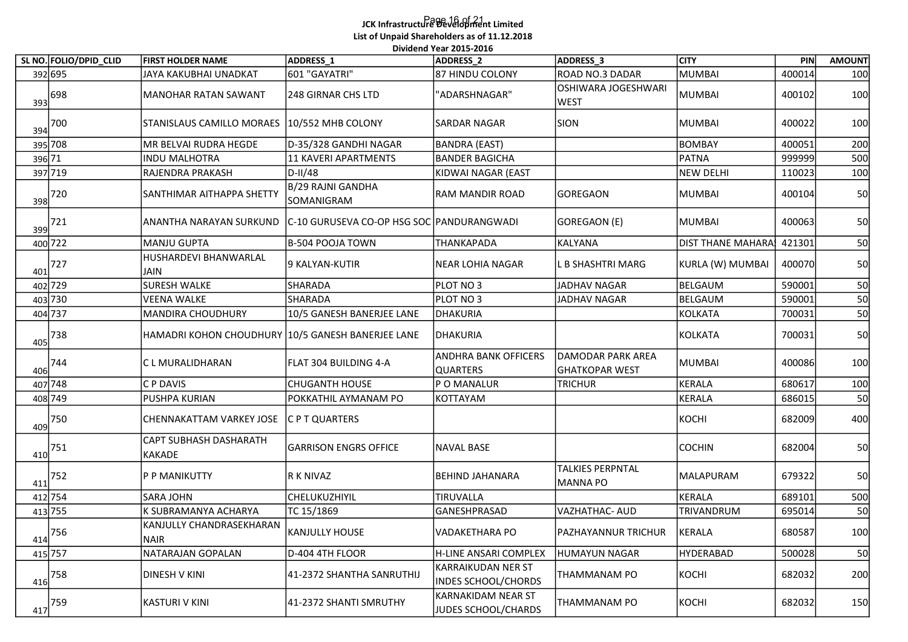**JCK Infrastructure Development Limited**

**List of Unpaid Shareholders as of 11.12.2018**

**Dividend Year 2015-2016**

| SL NO. | FOLIO/DPID_CLID | FIRST HOLDER NAME | ADDRESS_1 | ADDRESS_2 | ADDRESS_3 | CITY | PIN | AMOUNT |
|---|---|---|---|---|---|---|---|---|
| 392 | 695 | JAYA KAKUBHAI UNADKAT | 601 "GAYATRI" | 87 HINDU COLONY | ROAD NO.3 DADAR | MUMBAI | 400014 | 100 |
| 393 | 698 | MANOHAR RATAN SAWANT | 248 GIRNAR CHS LTD | "ADARSHNAGAR" | OSHIWARA JOGESHWARI WEST | MUMBAI | 400102 | 100 |
| 394 | 700 | STANISLAUS CAMILLO MORAES | 10/552 MHB COLONY | SARDAR NAGAR | SION | MUMBAI | 400022 | 100 |
| 395 | 708 | MR BELVAI RUDRA HEGDE | D-35/328 GANDHI NAGAR | BANDRA (EAST) | | BOMBAY | 400051 | 200 |
| 396 | 71 | INDU MALHOTRA | 11 KAVERI APARTMENTS | BANDER BAGICHA | | PATNA | 999999 | 500 |
| 397 | 719 | RAJENDRA PRAKASH | D-II/48 | KIDWAI NAGAR (EAST | | NEW DELHI | 110023 | 100 |
| 398 | 720 | SANTHIMAR AITHAPPA SHETTY | B/29 RAJNI GANDHA SOMANIGRAM | RAM MANDIR ROAD | GOREGAON | MUMBAI | 400104 | 50 |
| 399 | 721 | ANANTHA NARAYAN SURKUND | C-10 GURUSEVA CO-OP HSG SOC | PANDURANGWADI | GOREGAON (E) | MUMBAI | 400063 | 50 |
| 400 | 722 | MANJU GUPTA | B-504 POOJA TOWN | THANKAPADA | KALYANA | DIST THANE MAHARA | 421301 | 50 |
| 401 | 727 | HUSHARDEVI BHANWARLAL JAIN | 9 KALYAN-KUTIR | NEAR LOHIA NAGAR | L B SHASHTRI MARG | KURLA (W) MUMBAI | 400070 | 50 |
| 402 | 729 | SURESH WALKE | SHARADA | PLOT NO 3 | JADHAV NAGAR | BELGAUM | 590001 | 50 |
| 403 | 730 | VEENA WALKE | SHARADA | PLOT NO 3 | JADHAV NAGAR | BELGAUM | 590001 | 50 |
| 404 | 737 | MANDIRA CHOUDHURY | 10/5 GANESH BANERJEE LANE | DHAKURIA | | KOLKATA | 700031 | 50 |
| 405 | 738 | HAMADRI KOHON CHOUDHURY | 10/5 GANESH BANERJEE LANE | DHAKURIA | | KOLKATA | 700031 | 50 |
| 406 | 744 | C L MURALIDHARAN | FLAT 304 BUILDING 4-A | ANDHRA BANK OFFICERS QUARTERS | DAMODAR PARK AREA GHATKOPAR WEST | MUMBAI | 400086 | 100 |
| 407 | 748 | C P DAVIS | CHUGANTH HOUSE | P O MANALUR | TRICHUR | KERALA | 680617 | 100 |
| 408 | 749 | PUSHPA KURIAN | POKKATHIL AYMANAM PO | KOTTAYAM | | KERALA | 686015 | 50 |
| 409 | 750 | CHENNAKATTAM VARKEY JOSE | C P T QUARTERS | | | KOCHI | 682009 | 400 |
| 410 | 751 | CAPT SUBHASH DASHARATH KAKADE | GARRISON ENGRS OFFICE | NAVAL BASE | | COCHIN | 682004 | 50 |
| 411 | 752 | P P MANIKUTTY | R K NIVAZ | BEHIND JAHANARA | TALKIES PERPNTAL MANNA PO | MALAPURAM | 679322 | 50 |
| 412 | 754 | SARA JOHN | CHELUKUZHIYIL | TIRUVALLA | | KERALA | 689101 | 500 |
| 413 | 755 | K SUBRAMANYA ACHARYA | TC 15/1869 | GANESHPRASAD | VAZHATHAC- AUD | TRIVANDRUM | 695014 | 50 |
| 414 | 756 | KANJULLY CHANDRASEKHARAN NAIR | KANJULLY HOUSE | VADAKETHARA PO | PAZHAYANNUR TRICHUR | KERALA | 680587 | 100 |
| 415 | 757 | NATARAJAN GOPALAN | D-404 4TH FLOOR | H-LINE ANSARI COMPLEX | HUMAYUN NAGAR | HYDERABAD | 500028 | 50 |
| 416 | 758 | DINESH V KINI | 41-2372 SHANTHA SANRUTHIJ | KARRAIKUDAN NER ST INDES SCHOOL/CHORDS | THAMMANAM PO | KOCHI | 682032 | 200 |
| 417 | 759 | KASTURI V KINI | 41-2372 SHANTI SMRUTHY | KARNAKIDAM NEAR ST JUDES SCHOOL/CHARDS | THAMMANAM PO | KOCHI | 682032 | 150 |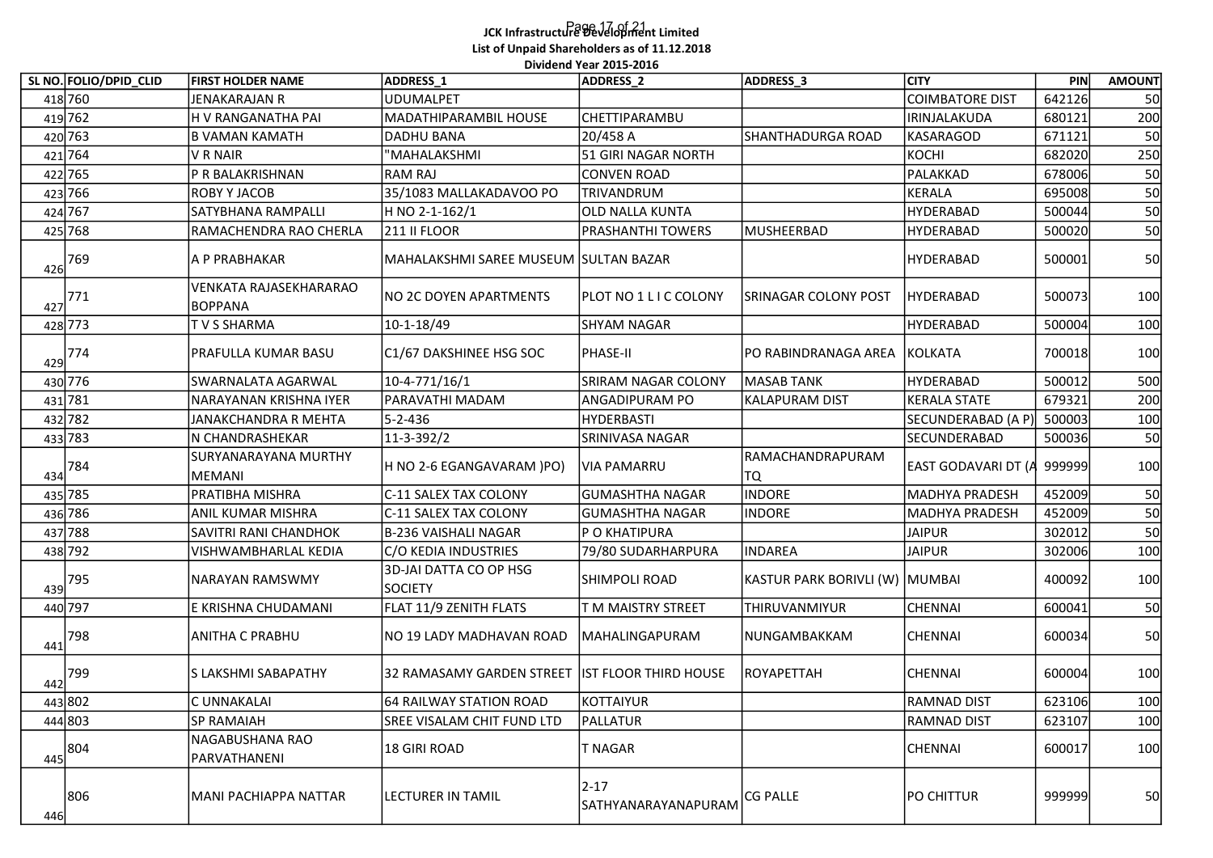**JCK Infrastructure Development Limited**

**List of Unpaid Shareholders as of 11.12.2018**

**Dividend Year 2015-2016**

| SL NO. | FOLIO/DPID_CLID | FIRST HOLDER NAME | ADDRESS_1 | ADDRESS_2 | ADDRESS_3 | CITY | PIN | AMOUNT |
|---|---|---|---|---|---|---|---|---|
| 418 | 760 | JENAKARAJAN R | UDUMALPET | | | COIMBATORE DIST | 642126 | 50 |
| 419 | 762 | H V RANGANATHA PAI | MADATHIPARAMBIL HOUSE | CHETTIPARAMBU | | IRINJALAKUDA | 680121 | 200 |
| 420 | 763 | B VAMAN KAMATH | DADHU BANA | 20/458 A | SHANTHADURGA ROAD | KASARAGOD | 671121 | 50 |
| 421 | 764 | V R NAIR | "MAHALAKSHMI | 51 GIRI NAGAR NORTH | | KOCHI | 682020 | 250 |
| 422 | 765 | P R BALAKRISHNAN | RAM RAJ | CONVEN ROAD | | PALAKKAD | 678006 | 50 |
| 423 | 766 | ROBY Y JACOB | 35/1083 MALLAKADAVOO PO | TRIVANDRUM | | KERALA | 695008 | 50 |
| 424 | 767 | SATYBHANA RAMPALLI | H NO 2-1-162/1 | OLD NALLA KUNTA | | HYDERABAD | 500044 | 50 |
| 425 | 768 | RAMACHENDRA RAO CHERLA | 211 II FLOOR | PRASHANTHI TOWERS | MUSHEERBAD | HYDERABAD | 500020 | 50 |
| 426 | 769 | A P PRABHAKAR | MAHALAKSHMI SAREE MUSEUM | SULTAN BAZAR | | HYDERABAD | 500001 | 50 |
| 427 | 771 | VENKATA RAJASEKHARARAO BOPPANA | NO 2C DOYEN APARTMENTS | PLOT NO 1 L I C COLONY | SRINAGAR COLONY POST | HYDERABAD | 500073 | 100 |
| 428 | 773 | T V S SHARMA | 10-1-18/49 | SHYAM NAGAR | | HYDERABAD | 500004 | 100 |
| 429 | 774 | PRAFULLA KUMAR BASU | C1/67 DAKSHINEE HSG SOC | PHASE-II | PO RABINDRANAGA AREA | KOLKATA | 700018 | 100 |
| 430 | 776 | SWARNALATA AGARWAL | 10-4-771/16/1 | SRIRAM NAGAR COLONY | MASAB TANK | HYDERABAD | 500012 | 500 |
| 431 | 781 | NARAYANAN KRISHNA IYER | PARAVATHI MADAM | ANGADIPURAM PO | KALAPURAM DIST | KERALA STATE | 679321 | 200 |
| 432 | 782 | JANAKCHANDRA R MEHTA | 5-2-436 | HYDERBASTI | | SECUNDERABAD (A P) | 500003 | 100 |
| 433 | 783 | N CHANDRASHEKAR | 11-3-392/2 | SRINIVASA NAGAR | | SECUNDERABAD | 500036 | 50 |
| 434 | 784 | SURYANARAYANA MURTHY MEMANI | H NO 2-6 EGANGAVARAM )PO) | VIA PAMARRU | RAMACHANDRAPURAM TQ | EAST GODAVARI DT (A | 999999 | 100 |
| 435 | 785 | PRATIBHA MISHRA | C-11 SALEX TAX COLONY | GUMASHTHA NAGAR | INDORE | MADHYA PRADESH | 452009 | 50 |
| 436 | 786 | ANIL KUMAR MISHRA | C-11 SALEX TAX COLONY | GUMASHTHA NAGAR | INDORE | MADHYA PRADESH | 452009 | 50 |
| 437 | 788 | SAVITRI RANI CHANDHOK | B-236 VAISHALI NAGAR | P O KHATIPURA | | JAIPUR | 302012 | 50 |
| 438 | 792 | VISHWAMBHARLAL KEDIA | C/O KEDIA INDUSTRIES | 79/80 SUDARHARPURA | INDAREA | JAIPUR | 302006 | 100 |
| 439 | 795 | NARAYAN RAMSWMY | 3D-JAI DATTA CO OP HSG SOCIETY | SHIMPOLI ROAD | KASTUR PARK BORIVLI (W) | MUMBAI | 400092 | 100 |
| 440 | 797 | E KRISHNA CHUDAMANI | FLAT 11/9 ZENITH FLATS | T M MAISTRY STREET | THIRUVANMIYUR | CHENNAI | 600041 | 50 |
| 441 | 798 | ANITHA C PRABHU | NO 19 LADY MADHAVAN ROAD | MAHALINGAPURAM | NUNGAMBAKKAM | CHENNAI | 600034 | 50 |
| 442 | 799 | S LAKSHMI SABAPATHY | 32 RAMASAMY GARDEN STREET | IST FLOOR THIRD HOUSE | ROYAPETTAH | CHENNAI | 600004 | 100 |
| 443 | 802 | C UNNAKALAI | 64 RAILWAY STATION ROAD | KOTTAIYUR | | RAMNAD DIST | 623106 | 100 |
| 444 | 803 | SP RAMAIAH | SREE VISALAM CHIT FUND LTD | PALLATUR | | RAMNAD DIST | 623107 | 100 |
| 445 | 804 | NAGABUSHANA RAO PARVATHANENI | 18 GIRI ROAD | T NAGAR | | CHENNAI | 600017 | 100 |
| 446 | 806 | MANI PACHIAPPA NATTAR | LECTURER IN TAMIL | 2-17 SATHYANARAYANAPURAM | CG PALLE | PO CHITTUR | 999999 | 50 |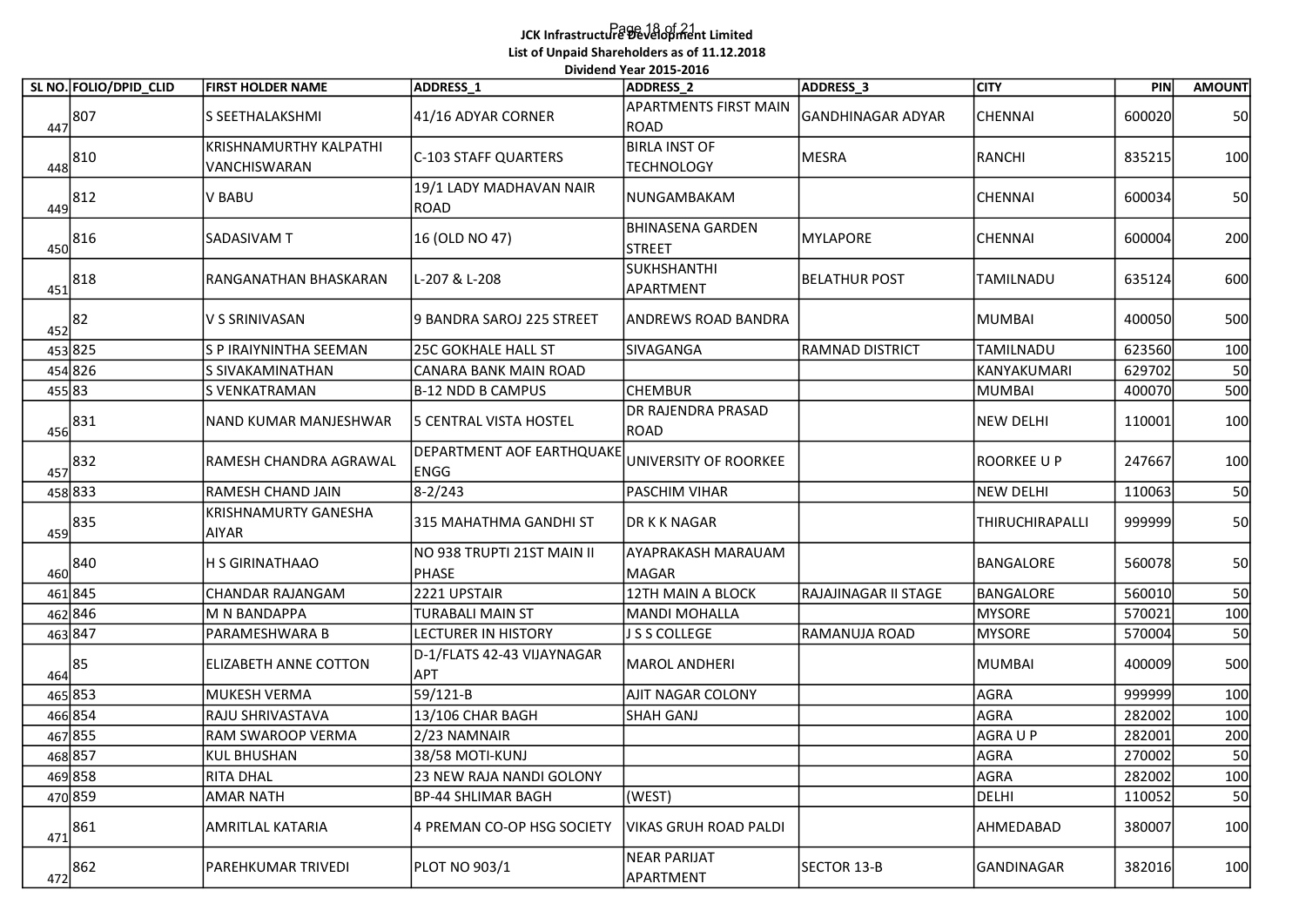**JCK Infrastructure Development Limited**

**List of Unpaid Shareholders as of 11.12.2018**

**Dividend Year 2015-2016**

| SL NO. | FOLIO/DPID_CLID | FIRST HOLDER NAME | ADDRESS_1 | ADDRESS_2 | ADDRESS_3 | CITY | PIN | AMOUNT |
|---|---|---|---|---|---|---|---|---|
| 447 | 807 | S SEETHALAKSHMI | 41/16 ADYAR CORNER | APARTMENTS FIRST MAIN ROAD | GANDHINAGAR ADYAR | CHENNAI | 600020 | 50 |
| 448 | 810 | KRISHNAMURTHY KALPATHI VANCHISWARAN | C-103 STAFF QUARTERS | BIRLA INST OF TECHNOLOGY | MESRA | RANCHI | 835215 | 100 |
| 449 | 812 | V BABU | 19/1 LADY MADHAVAN NAIR ROAD | NUNGAMBAKAM | | CHENNAI | 600034 | 50 |
| 450 | 816 | SADASIVAM T | 16 (OLD NO 47) | BHINASENA GARDEN STREET | MYLAPORE | CHENNAI | 600004 | 200 |
| 451 | 818 | RANGANATHAN BHASKARAN | L-207 & L-208 | SUKHSHANTHI APARTMENT | BELATHUR POST | TAMILNADU | 635124 | 600 |
| 452 | 82 | V S SRINIVASAN | 9 BANDRA SAROJ 225 STREET | ANDREWS ROAD BANDRA | | MUMBAI | 400050 | 500 |
| 453 | 825 | S P IRAIYNINTHA SEEMAN | 25C GOKHALE HALL ST | SIVAGANGA | RAMNAD DISTRICT | TAMILNADU | 623560 | 100 |
| 454 | 826 | S SIVAKAMINATHAN | CANARA BANK MAIN ROAD | | | KANYAKUMARI | 629702 | 50 |
| 455 | 83 | S VENKATRAMAN | B-12 NDD B CAMPUS | CHEMBUR | | MUMBAI | 400070 | 500 |
| 456 | 831 | NAND KUMAR MANJESHWAR | 5 CENTRAL VISTA HOSTEL | DR RAJENDRA PRASAD ROAD | | NEW DELHI | 110001 | 100 |
| 457 | 832 | RAMESH CHANDRA AGRAWAL | DEPARTMENT AOF EARTHQUAKE ENGG | UNIVERSITY OF ROORKEE | | ROORKEE U P | 247667 | 100 |
| 458 | 833 | RAMESH CHAND JAIN | 8-2/243 | PASCHIM VIHAR | | NEW DELHI | 110063 | 50 |
| 459 | 835 | KRISHNAMURTY GANESHA AIYAR | 315 MAHATHMA GANDHI ST | DR K K NAGAR | | THIRUCHIRAPALLI | 999999 | 50 |
| 460 | 840 | H S GIRINATHAAO | NO 938 TRUPTI 21ST MAIN II PHASE | AYAPRAKASH MARAUAM MAGAR | | BANGALORE | 560078 | 50 |
| 461 | 845 | CHANDAR RAJANGAM | 2221 UPSTAIR | 12TH MAIN A BLOCK | RAJAJINAGAR II STAGE | BANGALORE | 560010 | 50 |
| 462 | 846 | M N BANDAPPA | TURABALI MAIN ST | MANDI MOHALLA | | MYSORE | 570021 | 100 |
| 463 | 847 | PARAMESHWARA B | LECTURER IN HISTORY | J S S COLLEGE | RAMANUJA ROAD | MYSORE | 570004 | 50 |
| 464 | 85 | ELIZABETH ANNE COTTON | D-1/FLATS 42-43 VIJAYNAGAR APT | MAROL ANDHERI | | MUMBAI | 400009 | 500 |
| 465 | 853 | MUKESH VERMA | 59/121-B | AJIT NAGAR COLONY | | AGRA | 999999 | 100 |
| 466 | 854 | RAJU SHRIVASTAVA | 13/106 CHAR BAGH | SHAH GANJ | | AGRA | 282002 | 100 |
| 467 | 855 | RAM SWAROOP VERMA | 2/23 NAMNAIR | | | AGRA U P | 282001 | 200 |
| 468 | 857 | KUL BHUSHAN | 38/58 MOTI-KUNJ | | | AGRA | 270002 | 50 |
| 469 | 858 | RITA DHAL | 23 NEW RAJA NANDI GOLONY | | | AGRA | 282002 | 100 |
| 470 | 859 | AMAR NATH | BP-44 SHLIMAR BAGH | (WEST) | | DELHI | 110052 | 50 |
| 471 | 861 | AMRITLAL KATARIA | 4 PREMAN CO-OP HSG SOCIETY | VIKAS GRUH ROAD PALDI | | AHMEDABAD | 380007 | 100 |
| 472 | 862 | PAREHKUMAR TRIVEDI | PLOT NO 903/1 | NEAR PARIJAT APARTMENT | SECTOR 13-B | GANDINAGAR | 382016 | 100 |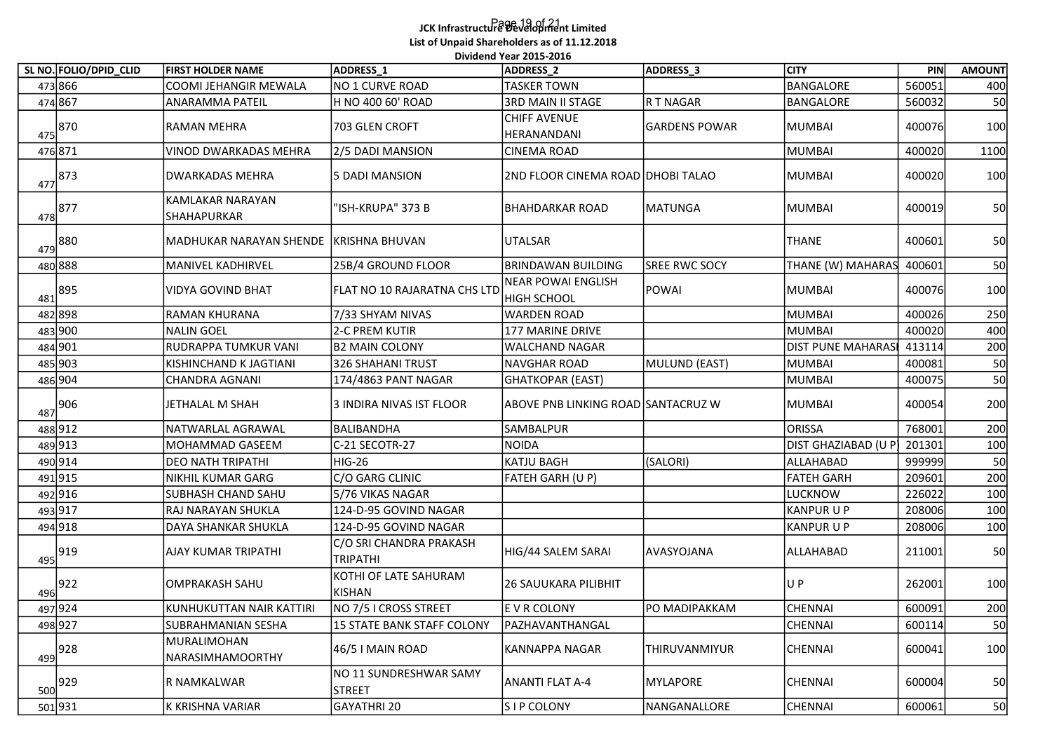**JCK Infrastructure Development Limited**

**List of Unpaid Shareholders as of 11.12.2018**

**Dividend Year 2015-2016**

| SL NO. | FOLIO/DPID_CLID | FIRST HOLDER NAME | ADDRESS_1 | ADDRESS_2 | ADDRESS_3 | CITY | PIN | AMOUNT |
|---|---|---|---|---|---|---|---|---|
| 473 | 866 | COOMI JEHANGIR MEWALA | NO 1 CURVE ROAD | TASKER TOWN | | BANGALORE | 560051 | 400 |
| 474 | 867 | ANARAMMA PATEIL | H NO 400 60' ROAD | 3RD MAIN II STAGE | R T NAGAR | BANGALORE | 560032 | 50 |
| 475 | 870 | RAMAN MEHRA | 703 GLEN CROFT | CHIFF AVENUE HERANANDANI | GARDENS POWAR | MUMBAI | 400076 | 100 |
| 476 | 871 | VINOD DWARKADAS MEHRA | 2/5 DADI MANSION | CINEMA ROAD | | MUMBAI | 400020 | 1100 |
| 477 | 873 | DWARKADAS MEHRA | 5 DADI MANSION | 2ND FLOOR CINEMA ROAD | DHOBI TALAO | MUMBAI | 400020 | 100 |
| 478 | 877 | KAMLAKAR NARAYAN SHAHAPURKAR | "ISH-KRUPA" 373 B | BHAHDARKAR ROAD | MATUNGA | MUMBAI | 400019 | 50 |
| 479 | 880 | MADHUKAR NARAYAN SHENDE | KRISHNA BHUVAN | UTALSAR | | THANE | 400601 | 50 |
| 480 | 888 | MANIVEL KADHIRVEL | 25B/4 GROUND FLOOR | BRINDAWAN BUILDING | SREE RWC SOCY | THANE (W) MAHARAS | 400601 | 50 |
| 481 | 895 | VIDYA GOVIND BHAT | FLAT NO 10 RAJARATNA CHS LTD | NEAR POWAI ENGLISH HIGH SCHOOL | POWAI | MUMBAI | 400076 | 100 |
| 482 | 898 | RAMAN KHURANA | 7/33 SHYAM NIVAS | WARDEN ROAD | | MUMBAI | 400026 | 250 |
| 483 | 900 | NALIN GOEL | 2-C PREM KUTIR | 177 MARINE DRIVE | | MUMBAI | 400020 | 400 |
| 484 | 901 | RUDRAPPA TUMKUR VANI | B2 MAIN COLONY | WALCHAND NAGAR | | DIST PUNE MAHARASI | 413114 | 200 |
| 485 | 903 | KISHINCHAND K JAGTIANI | 326 SHAHANI TRUST | NAVGHAR ROAD | MULUND (EAST) | MUMBAI | 400081 | 50 |
| 486 | 904 | CHANDRA AGNANI | 174/4863 PANT NAGAR | GHATKOPAR (EAST) | | MUMBAI | 400075 | 50 |
| 487 | 906 | JETHALAL M SHAH | 3 INDIRA NIVAS IST FLOOR | ABOVE PNB LINKING ROAD | SANTACRUZ W | MUMBAI | 400054 | 200 |
| 488 | 912 | NATWARLAL AGRAWAL | BALIBANDHA | SAMBALPUR | | ORISSA | 768001 | 200 |
| 489 | 913 | MOHAMMAD GASEEM | C-21 SECOTR-27 | NOIDA | | DIST GHAZIABAD (U P) | 201301 | 100 |
| 490 | 914 | DEO NATH TRIPATHI | HIG-26 | KATJU BAGH | (SALORI) | ALLAHABAD | 999999 | 50 |
| 491 | 915 | NIKHIL KUMAR GARG | C/O GARG CLINIC | FATEH GARH (U P) | | FATEH GARH | 209601 | 200 |
| 492 | 916 | SUBHASH CHAND SAHU | 5/76 VIKAS NAGAR | | | LUCKNOW | 226022 | 100 |
| 493 | 917 | RAJ NARAYAN SHUKLA | 124-D-95 GOVIND NAGAR | | | KANPUR U P | 208006 | 100 |
| 494 | 918 | DAYA SHANKAR SHUKLA | 124-D-95 GOVIND NAGAR | | | KANPUR U P | 208006 | 100 |
| 495 | 919 | AJAY KUMAR TRIPATHI | C/O SRI CHANDRA PRAKASH TRIPATHI | HIG/44 SALEM SARAI | AVASYOJANA | ALLAHABAD | 211001 | 50 |
| 496 | 922 | OMPRAKASH SAHU | KOTHI OF LATE SAHURAM KISHAN | 26 SAUUKARA PILIBHIT | | U P | 262001 | 100 |
| 497 | 924 | KUNHUKUTTAN NAIR KATTIRI | NO 7/5 I CROSS STREET | E V R COLONY | PO MADIPAKKAM | CHENNAI | 600091 | 200 |
| 498 | 927 | SUBRAHMANIAN SESHA | 15 STATE BANK STAFF COLONY | PAZHAVANTHANGAL | | CHENNAI | 600114 | 50 |
| 499 | 928 | MURALIMOHAN NARASIMHAMOORTHY | 46/5 I MAIN ROAD | KANNAPPA NAGAR | THIRUVANMIYUR | CHENNAI | 600041 | 100 |
| 500 | 929 | R NAMKALWAR | NO 11 SUNDRESHWAR SAMY STREET | ANANTI FLAT A-4 | MYLAPORE | CHENNAI | 600004 | 50 |
| 501 | 931 | K KRISHNA VARIAR | GAYATHRI 20 | S I P COLONY | NANGANALLORE | CHENNAI | 600061 | 50 |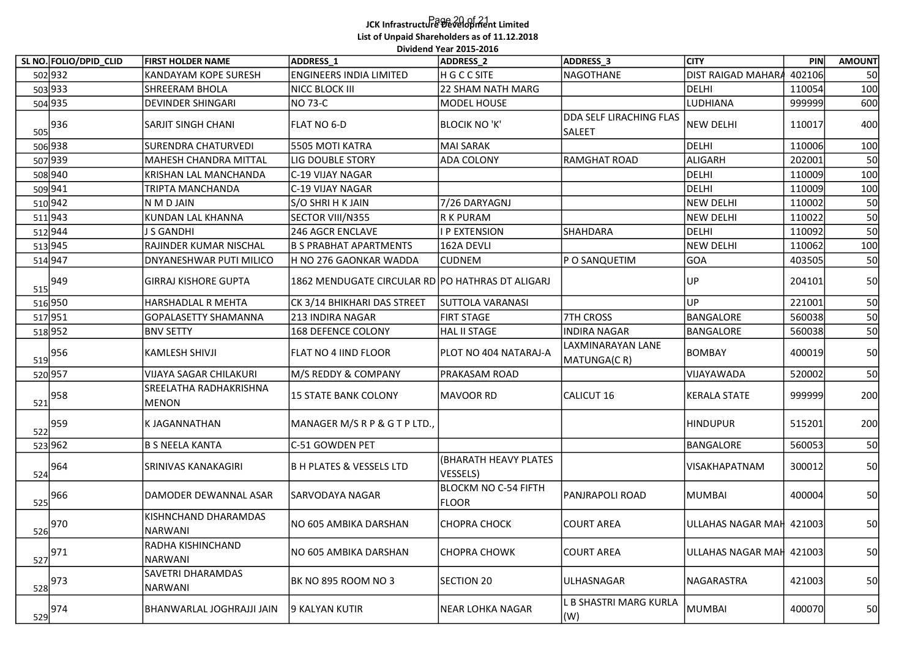JCK Infrastructure Development Limited

List of Unpaid Shareholders as of 11.12.2018

Dividend Year 2015-2016

| SL NO. | FOLIO/DPID_CLID | FIRST HOLDER NAME | ADDRESS_1 | ADDRESS_2 | ADDRESS_3 | CITY | PIN | AMOUNT |
|---|---|---|---|---|---|---|---|---|
| 502 | 932 | KANDAYAM KOPE SURESH | ENGINEERS INDIA LIMITED | H G C C SITE | NAGOTHANE | DIST RAIGAD MAHARA | 402106 | 50 |
| 503 | 933 | SHREERAM BHOLA | NICC BLOCK III | 22 SHAM NATH MARG | | DELHI | 110054 | 100 |
| 504 | 935 | DEVINDER SHINGARI | NO 73-C | MODEL HOUSE | | LUDHIANA | 999999 | 600 |
| 505 | 936 | SARJIT SINGH CHANI | FLAT NO 6-D | BLOCIK NO 'K' | DDA SELF LIRACHING FLAS SALEET | NEW DELHI | 110017 | 400 |
| 506 | 938 | SURENDRA CHATURVEDI | 5505 MOTI KATRA | MAI SARAK | | DELHI | 110006 | 100 |
| 507 | 939 | MAHESH CHANDRA MITTAL | LIG DOUBLE STORY | ADA COLONY | RAMGHAT ROAD | ALIGARH | 202001 | 50 |
| 508 | 940 | KRISHAN LAL MANCHANDA | C-19 VIJAY NAGAR | | | DELHI | 110009 | 100 |
| 509 | 941 | TRIPTA MANCHANDA | C-19 VIJAY NAGAR | | | DELHI | 110009 | 100 |
| 510 | 942 | N M D JAIN | S/O SHRI H K JAIN | 7/26 DARYAGNJ | | NEW DELHI | 110002 | 50 |
| 511 | 943 | KUNDAN LAL KHANNA | SECTOR VIII/N355 | R K PURAM | | NEW DELHI | 110022 | 50 |
| 512 | 944 | J S GANDHI | 246 AGCR ENCLAVE | I P EXTENSION | SHAHDARA | DELHI | 110092 | 50 |
| 513 | 945 | RAJINDER KUMAR NISCHAL | B S PRABHAT APARTMENTS | 162A DEVLI | | NEW DELHI | 110062 | 100 |
| 514 | 947 | DNYANESHWAR PUTI MILICO | H NO 276 GAONKAR WADDA | CUDNEM | P O SANQUETIM | GOA | 403505 | 50 |
| 515 | 949 | GIRRAJ KISHORE GUPTA | 1862 MENDUGATE CIRCULAR RD | PO HATHRAS DT ALIGARJ | | UP | 204101 | 50 |
| 516 | 950 | HARSHADLAL R MEHTA | CK 3/14 BHIKHARI DAS STREET | SUTTOLA VARANASI | | UP | 221001 | 50 |
| 517 | 951 | GOPALASETTY SHAMANNA | 213 INDIRA NAGAR | FIRT STAGE | 7TH CROSS | BANGALORE | 560038 | 50 |
| 518 | 952 | BNV SETTY | 168 DEFENCE COLONY | HAL II STAGE | INDIRA NAGAR | BANGALORE | 560038 | 50 |
| 519 | 956 | KAMLESH SHIVJI | FLAT NO 4 IIND FLOOR | PLOT NO 404 NATARAJ-A | LAXMINARAYAN LANE MATUNGA(C R) | BOMBAY | 400019 | 50 |
| 520 | 957 | VIJAYA SAGAR CHILAKURI | M/S REDDY & COMPANY | PRAKASAM ROAD | | VIJAYAWADA | 520002 | 50 |
| 521 | 958 | SREELATHA RADHAKRISHNA MENON | 15 STATE BANK COLONY | MAVOOR RD | CALICUT 16 | KERALA STATE | 999999 | 200 |
| 522 | 959 | K JAGANNATHAN | MANAGER M/S R P & G T P LTD., | | | HINDUPUR | 515201 | 200 |
| 523 | 962 | B S NEELA KANTA | C-51 GOWDEN PET | | | BANGALORE | 560053 | 50 |
| 524 | 964 | SRINIVAS KANAKAGIRI | B H PLATES & VESSELS LTD | (BHARATH HEAVY PLATES VESSELS) | | VISAKHAPATNAM | 300012 | 50 |
| 525 | 966 | DAMODER DEWANNAL ASAR | SARVODAYA NAGAR | BLOCKM NO C-54 FIFTH FLOOR | PANJRAPOLI ROAD | MUMBAI | 400004 | 50 |
| 526 | 970 | KISHNCHAND DHARAMDAS NARWANI | NO 605 AMBIKA DARSHAN | CHOPRA CHOCK | COURT AREA | ULLAHAS NAGAR MAH | 421003 | 50 |
| 527 | 971 | RADHA KISHINCHAND NARWANI | NO 605 AMBIKA DARSHAN | CHOPRA CHOWK | COURT AREA | ULLAHAS NAGAR MAH | 421003 | 50 |
| 528 | 973 | SAVETRI DHARAMDAS NARWANI | BK NO 895 ROOM NO 3 | SECTION 20 | ULHASNAGAR | NAGARASTRA | 421003 | 50 |
| 529 | 974 | BHANWARLAL JOGHRAJJI JAIN | 9 KALYAN KUTIR | NEAR LOHKA NAGAR | L B SHASTRI MARG KURLA (W) | MUMBAI | 400070 | 50 |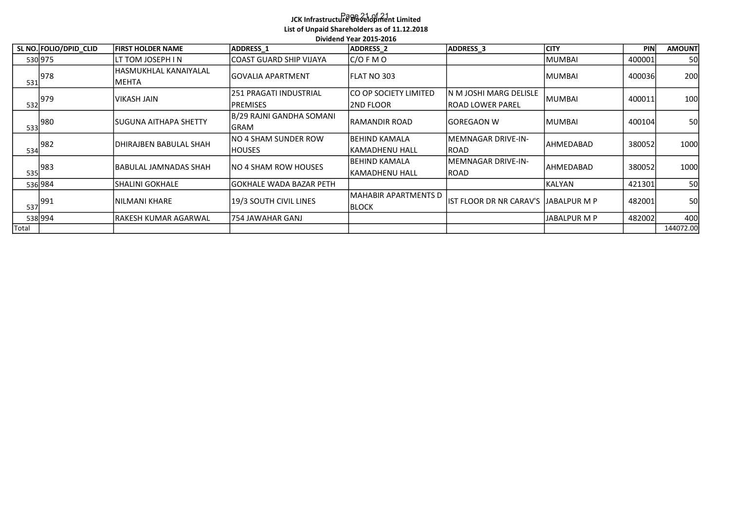# JCK Infrastructure Development Limited

## List of Unpaid Shareholders as of 11.12.2018

### Dividend Year 2015-2016

| SL NO. | FOLIO/DPID_CLID | FIRST HOLDER NAME | ADDRESS_1 | ADDRESS_2 | ADDRESS_3 | CITY | PIN | AMOUNT |
|---|---|---|---|---|---|---|---|---|
| 530 | 975 | LT TOM JOSEPH I N | COAST GUARD SHIP VIJAYA | C/O F M O | | MUMBAI | 400001 | 50 |
| 531 | 978 | HASMUKHLAL KANAIYALAL MEHTA | GOVALIA APARTMENT | FLAT NO 303 | | MUMBAI | 400036 | 200 |
| 532 | 979 | VIKASH JAIN | 251 PRAGATI INDUSTRIAL PREMISES | CO OP SOCIETY LIMITED 2ND FLOOR | N M JOSHI MARG DELISLE ROAD LOWER PAREL | MUMBAI | 400011 | 100 |
| 533 | 980 | SUGUNA AITHAPA SHETTY | B/29 RAJNI GANDHA SOMANI GRAM | RAMANDIR ROAD | GOREGAON W | MUMBAI | 400104 | 50 |
| 534 | 982 | DHIRAJBEN BABULAL SHAH | NO 4 SHAM SUNDER ROW HOUSES | BEHIND KAMALA KAMADHENU HALL | MEMNAGAR DRIVE-IN-ROAD | AHMEDABAD | 380052 | 1000 |
| 535 | 983 | BABULAL JAMNADAS SHAH | NO 4 SHAM ROW HOUSES | BEHIND KAMALA KAMADHENU HALL | MEMNAGAR DRIVE-IN-ROAD | AHMEDABAD | 380052 | 1000 |
| 536 | 984 | SHALINI GOKHALE | GOKHALE WADA BAZAR PETH | | | KALYAN | 421301 | 50 |
| 537 | 991 | NILMANI KHARE | 19/3 SOUTH CIVIL LINES | MAHABIR APARTMENTS D BLOCK | IST FLOOR DR NR CARAV'S | JABALPUR M P | 482001 | 50 |
| 538 | 994 | RAKESH KUMAR AGARWAL | 754 JAWAHAR GANJ | | | JABALPUR M P | 482002 | 400 |
| Total | | | | | | | | 144072.00 |